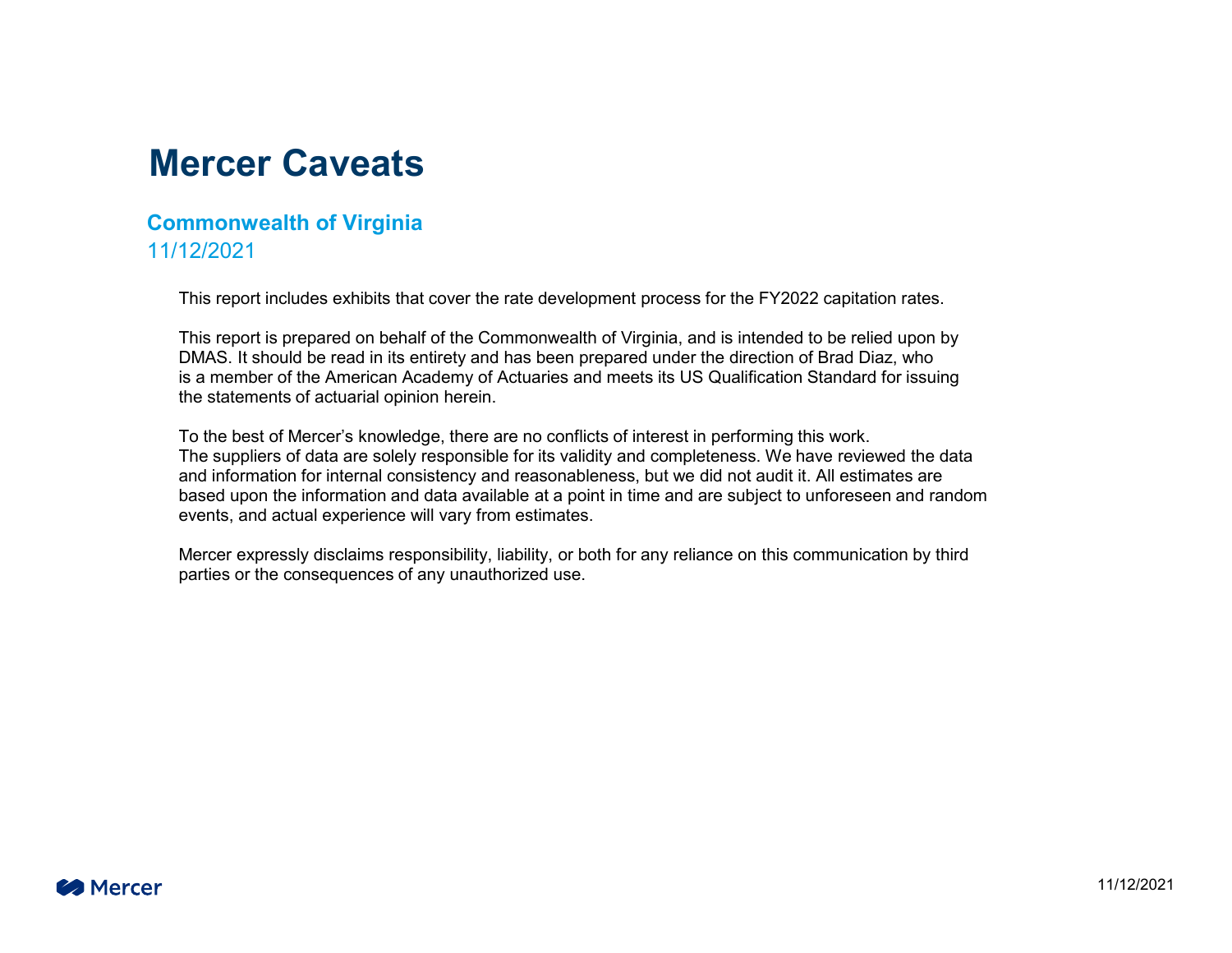# Mercer Caveats

## Commonwealth of Virginia

11/12/2021

This report includes exhibits that cover the rate development process for the FY2022 capitation rates.

This report is prepared on behalf of the Commonwealth of Virginia, and is intended to be relied upon by DMAS. It should be read in its entirety and has been prepared under the direction of Brad Diaz, who is a member of the American Academy of Actuaries and meets its US Qualification Standard for issuing the statements of actuarial opinion herein.

To the best of Mercer's knowledge, there are no conflicts of interest in performing this work. The suppliers of data are solely responsible for its validity and completeness. We have reviewed the data and information for internal consistency and reasonableness, but we did not audit it. All estimates are based upon the information and data available at a point in time and are subject to unforeseen and random events, and actual experience will vary from estimates.

Mercer expressly disclaims responsibility, liability, or both for any reliance on this communication by third parties or the consequences of any unauthorized use.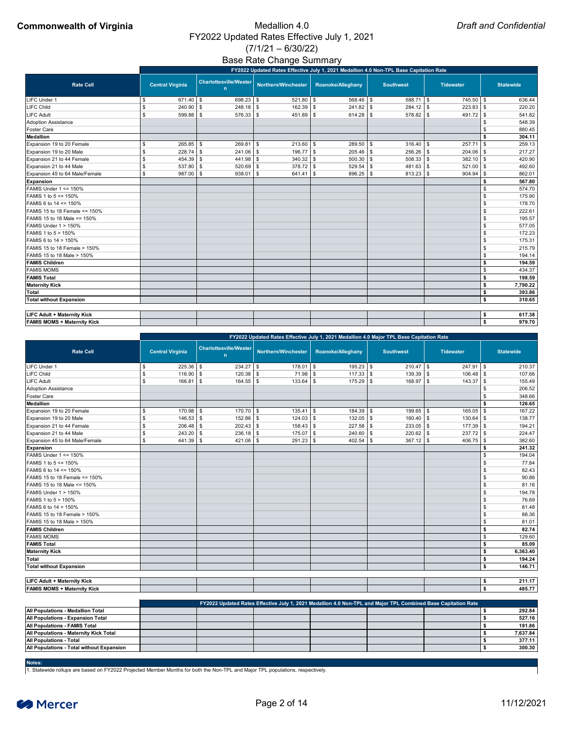**Commonwealth of Virginia**

# Medallion 4.0
## FY2022 Updated Rates Effective July 1, 2021
## (7/1/21 – 6/30/22)
## Base Rate Change Summary

*Draft and Confidential*

| Rate Cell | Central Virginia | Charlottesville/Western | Northern/Winchester | Roanoke/Alleghany | Southwest | Tidewater | Statewide |
|---|---|---|---|---|---|---|---|
| | FY2022 Updated Rates Effective July 1, 2021 Medallion 4.0 Non-TPL Base Capitation Rate | | | | | | |
| LIFC Under 1 | $ 671.40 | $ 698.23 | $ 521.80 | $ 568.46 | $ 588.71 | $ 745.50 | $ 636.44 |
| LIFC Child | $ 240.90 | $ 248.18 | $ 162.39 | $ 241.82 | $ 284.12 | $ 223.83 | $ 220.20 |
| LIFC Adult | $ 599.88 | $ 576.33 | $ 451.89 | $ 614.28 | $ 578.82 | $ 491.72 | $ 541.82 |
| Adoption Assistance | | | | | | | $ 548.39 |
| Foster Care | | | | | | | $ 880.45 |
| **Medallion** | | | | | | | **$ 304.11** |
| Expansion 19 to 20 Female | $ 265.85 | $ 269.81 | $ 213.60 | $ 289.50 | $ 316.40 | $ 257.71 | $ 259.13 |
| Expansion 19 to 20 Male | $ 228.74 | $ 241.06 | $ 196.77 | $ 205.46 | $ 256.26 | $ 204.06 | $ 217.27 |
| Expansion 21 to 44 Female | $ 454.39 | $ 441.98 | $ 340.32 | $ 500.30 | $ 508.33 | $ 382.10 | $ 420.90 |
| Expansion 21 to 44 Male | $ 537.80 | $ 520.69 | $ 378.72 | $ 529.54 | $ 481.63 | $ 521.00 | $ 492.60 |
| Expansion 45 to 64 Male/Female | $ 987.00 | $ 938.01 | $ 641.41 | $ 896.25 | $ 813.23 | $ 904.94 | $ 862.01 |
| **Expansion** | | | | | | | **$ 567.80** |
| FAMIS Under 1 <= 150% | | | | | | | $ 574.70 |
| FAMIS 1 to 5 <= 150% | | | | | | | $ 175.90 |
| FAMIS 6 to 14 <= 150% | | | | | | | $ 178.70 |
| FAMIS 15 to 18 Female <= 150% | | | | | | | $ 222.61 |
| FAMIS 15 to 18 Male <= 150% | | | | | | | $ 195.57 |
| FAMIS Under 1 > 150% | | | | | | | $ 577.05 |
| FAMIS 1 to 5 > 150% | | | | | | | $ 172.23 |
| FAMIS 6 to 14 > 150% | | | | | | | $ 175.31 |
| FAMIS 15 to 18 Female > 150% | | | | | | | $ 215.79 |
| FAMIS 15 to 18 Male > 150% | | | | | | | $ 194.14 |
| **FAMIS Children** | | | | | | | **$ 194.59** |
| FAMIS MOMS | | | | | | | $ 434.37 |
| **FAMIS Total** | | | | | | | **$ 198.59** |
| **Maternity Kick** | | | | | | | **$ 7,790.22** |
| **Total** | | | | | | | **$ 393.86** |
| **Total without Expansion** | | | | | | | **$ 310.65** |
| | | | | | | | |
| **LIFC Adult + Maternity Kick** | | | | | | | **$ 617.38** |
| **FAMIS MOMS + Maternity Kick** | | | | | | | **$ 979.70** |

| Rate Cell | Central Virginia | Charlottesville/Western | Northern/Winchester | Roanoke/Alleghany | Southwest | Tidewater | Statewide |
|---|---|---|---|---|---|---|---|
| | FY2022 Updated Rates Effective July 1, 2021 Medallion 4.0 Major TPL Base Capitation Rate | | | | | | |
| LIFC Under 1 | $ 225.36 | $ 234.27 | $ 178.01 | $ 195.23 | $ 210.47 | $ 247.91 | $ 210.37 |
| LIFC Child | $ 116.90 | $ 120.38 | $ 71.98 | $ 117.33 | $ 139.39 | $ 106.48 | $ 107.66 |
| LIFC Adult | $ 166.81 | $ 164.55 | $ 133.64 | $ 175.29 | $ 168.97 | $ 143.37 | $ 155.49 |
| Adoption Assistance | | | | | | | $ 206.52 |
| Foster Care | | | | | | | $ 348.66 |
| **Medallion** | | | | | | | **$ 126.65** |
| Expansion 19 to 20 Female | $ 170.98 | $ 170.70 | $ 135.41 | $ 184.39 | $ 199.65 | $ 165.05 | $ 167.22 |
| Expansion 19 to 20 Male | $ 146.53 | $ 152.86 | $ 124.03 | $ 132.05 | $ 160.40 | $ 130.64 | $ 138.77 |
| Expansion 21 to 44 Female | $ 206.48 | $ 202.43 | $ 158.43 | $ 227.58 | $ 233.05 | $ 177.39 | $ 194.21 |
| Expansion 21 to 44 Male | $ 243.20 | $ 236.18 | $ 175.07 | $ 240.60 | $ 220.62 | $ 237.72 | $ 224.47 |
| Expansion 45 to 64 Male/Female | $ 441.39 | $ 421.06 | $ 291.23 | $ 402.54 | $ 367.12 | $ 406.75 | $ 382.60 |
| **Expansion** | | | | | | | **$ 241.32** |
| FAMIS Under 1 <= 150% | | | | | | | $ 194.04 |
| FAMIS 1 to 5 <= 150% | | | | | | | $ 77.84 |
| FAMIS 6 to 14 <= 150% | | | | | | | $ 82.43 |
| FAMIS 15 to 18 Female <= 150% | | | | | | | $ 90.86 |
| FAMIS 15 to 18 Male <= 150% | | | | | | | $ 81.16 |
| FAMIS Under 1 > 150% | | | | | | | $ 194.78 |
| FAMIS 1 to 5 > 150% | | | | | | | $ 76.69 |
| FAMIS 6 to 14 > 150% | | | | | | | $ 81.48 |
| FAMIS 15 to 18 Female > 150% | | | | | | | $ 88.36 |
| FAMIS 15 to 18 Male > 150% | | | | | | | $ 81.01 |
| **FAMIS Children** | | | | | | | **$ 82.74** |
| FAMIS MOMS | | | | | | | $ 129.60 |
| **FAMIS Total** | | | | | | | **$ 85.09** |
| **Maternity Kick** | | | | | | | **$ 6,363.40** |
| **Total** | | | | | | | **$ 194.24** |
| **Total without Expansion** | | | | | | | **$ 146.71** |
| | | | | | | | |
| **LIFC Adult + Maternity Kick** | | | | | | | **$ 211.17** |
| **FAMIS MOMS + Maternity Kick** | | | | | | | **$ 485.77** |

| | FY2022 Updated Rates Effective July 1, 2021 Medallion 4.0 Non-TPL and Major TPL Combined Base Capitation Rate | | | | | | |
|---|---|---|---|---|---|---|---|
| **All Populations - Medallion Total** | | | | | | | **$ 292.84** |
| **All Populations - Expansion Total** | | | | | | | **$ 527.16** |
| **All Populations - FAMIS Total** | | | | | | | **$ 191.86** |
| **All Populations - Maternity Kick Total** | | | | | | | **$ 7,637.84** |
| **All Populations - Total** | | | | | | | **$ 377.11** |
| **All Populations - Total without Expansion** | | | | | | | **$ 300.30** |

**Notes:**

1. Statewide rollups are based on FY2022 Projected Member Months for both the Non-TPL and Major TPL populations, respectively.

Mercer

11/12/2021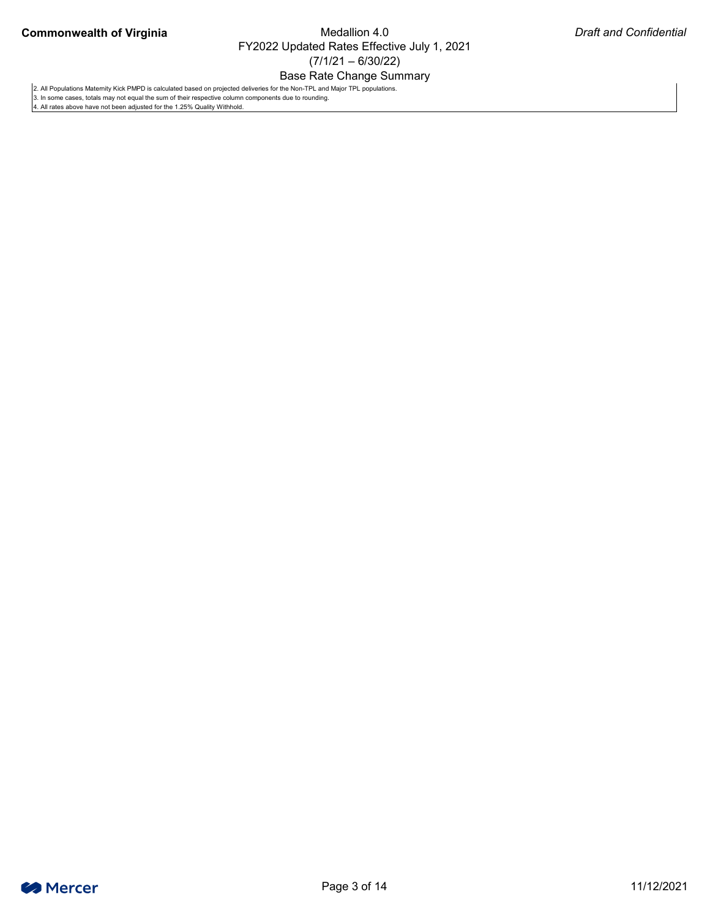2. All Populations Maternity Kick PMPD is calculated based on projected deliveries for the Non-TPL and Major TPL populations.
3. In some cases, totals may not equal the sum of their respective column components due to rounding.
4. All rates above have not been adjusted for the 1.25% Quality Withhold.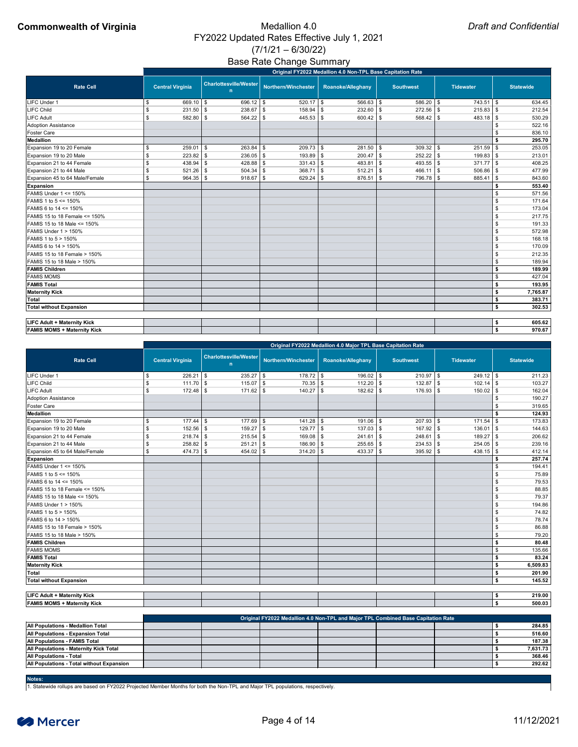**Commonwealth of Virginia**

# Medallion 4.0
## FY2022 Updated Rates Effective July 1, 2021
## (7/1/21 – 6/30/22)
## Base Rate Change Summary

*Draft and Confidential*

| Rate Cell | Central Virginia | Charlottesville/Western | Northern/Winchester | Roanoke/Alleghany | Southwest | Tidewater | Statewide |
|---|---|---|---|---|---|---|---|
| | **Original FY2022 Medallion 4.0 Non-TPL Base Capitation Rate** | | | | | | |
| LIFC Under 1 | $ 669.10 | $ 696.12 | $ 520.17 | $ 566.63 | $ 586.20 | $ 743.51 | $ 634.45 |
| LIFC Child | $ 231.50 | $ 238.67 | $ 158.94 | $ 232.60 | $ 272.56 | $ 215.83 | $ 212.54 |
| LIFC Adult | $ 582.80 | $ 564.22 | $ 445.53 | $ 600.42 | $ 568.42 | $ 483.18 | $ 530.29 |
| Adoption Assistance | | | | | | | $ 522.16 |
| Foster Care | | | | | | | $ 836.10 |
| **Medallion** | | | | | | | **$ 295.70** |
| Expansion 19 to 20 Female | $ 259.01 | $ 263.84 | $ 209.73 | $ 281.50 | $ 309.32 | $ 251.59 | $ 253.05 |
| Expansion 19 to 20 Male | $ 223.82 | $ 236.05 | $ 193.89 | $ 200.47 | $ 252.22 | $ 199.83 | $ 213.01 |
| Expansion 21 to 44 Female | $ 438.94 | $ 428.88 | $ 331.43 | $ 483.81 | $ 493.55 | $ 371.77 | $ 408.25 |
| Expansion 21 to 44 Male | $ 521.26 | $ 504.34 | $ 368.71 | $ 512.21 | $ 466.11 | $ 506.86 | $ 477.99 |
| Expansion 45 to 64 Male/Female | $ 964.35 | $ 918.67 | $ 629.24 | $ 876.51 | $ 796.78 | $ 885.41 | $ 843.60 |
| **Expansion** | | | | | | | **$ 553.40** |
| FAMIS Under 1 <= 150% | | | | | | | $ 571.56 |
| FAMIS 1 to 5 <= 150% | | | | | | | $ 171.64 |
| FAMIS 6 to 14 <= 150% | | | | | | | $ 173.04 |
| FAMIS 15 to 18 Female <= 150% | | | | | | | $ 217.75 |
| FAMIS 15 to 18 Male <= 150% | | | | | | | $ 191.33 |
| FAMIS Under 1 > 150% | | | | | | | $ 572.98 |
| FAMIS 1 to 5 > 150% | | | | | | | $ 168.18 |
| FAMIS 6 to 14 > 150% | | | | | | | $ 170.09 |
| FAMIS 15 to 18 Female > 150% | | | | | | | $ 212.35 |
| FAMIS 15 to 18 Male > 150% | | | | | | | $ 189.94 |
| **FAMIS Children** | | | | | | | **$ 189.99** |
| FAMIS MOMS | | | | | | | $ 427.04 |
| **FAMIS Total** | | | | | | | **$ 193.95** |
| **Maternity Kick** | | | | | | | **$ 7,765.87** |
| **Total** | | | | | | | **$ 383.71** |
| **Total without Expansion** | | | | | | | **$ 302.53** |
| | | | | | | | |
| **LIFC Adult + Maternity Kick** | | | | | | | **$ 605.62** |
| **FAMIS MOMS + Maternity Kick** | | | | | | | **$ 970.67** |

| Rate Cell | Central Virginia | Charlottesville/Western | Northern/Winchester | Roanoke/Alleghany | Southwest | Tidewater | Statewide |
|---|---|---|---|---|---|---|---|
| | **Original FY2022 Medallion 4.0 Major TPL Base Capitation Rate** | | | | | | |
| LIFC Under 1 | $ 226.21 | $ 235.27 | $ 178.72 | $ 196.02 | $ 210.97 | $ 249.12 | $ 211.23 |
| LIFC Child | $ 111.70 | $ 115.07 | $ 70.35 | $ 112.20 | $ 132.87 | $ 102.14 | $ 103.27 |
| LIFC Adult | $ 172.48 | $ 171.62 | $ 140.27 | $ 182.62 | $ 176.93 | $ 150.02 | $ 162.04 |
| Adoption Assistance | | | | | | | $ 190.27 |
| Foster Care | | | | | | | $ 319.65 |
| **Medallion** | | | | | | | **$ 124.93** |
| Expansion 19 to 20 Female | $ 177.44 | $ 177.69 | $ 141.28 | $ 191.06 | $ 207.93 | $ 171.54 | $ 173.83 |
| Expansion 19 to 20 Male | $ 152.56 | $ 159.27 | $ 129.77 | $ 137.03 | $ 167.92 | $ 136.01 | $ 144.63 |
| Expansion 21 to 44 Female | $ 218.74 | $ 215.54 | $ 169.08 | $ 241.61 | $ 248.61 | $ 189.27 | $ 206.62 |
| Expansion 21 to 44 Male | $ 258.82 | $ 251.21 | $ 186.90 | $ 255.65 | $ 234.53 | $ 254.05 | $ 239.16 |
| Expansion 45 to 64 Male/Female | $ 474.73 | $ 454.02 | $ 314.20 | $ 433.37 | $ 395.92 | $ 438.15 | $ 412.14 |
| **Expansion** | | | | | | | **$ 257.74** |
| FAMIS Under 1 <= 150% | | | | | | | $ 194.41 |
| FAMIS 1 to 5 <= 150% | | | | | | | $ 75.89 |
| FAMIS 6 to 14 <= 150% | | | | | | | $ 79.53 |
| FAMIS 15 to 18 Female <= 150% | | | | | | | $ 88.85 |
| FAMIS 15 to 18 Male <= 150% | | | | | | | $ 79.37 |
| FAMIS Under 1 > 150% | | | | | | | $ 194.86 |
| FAMIS 1 to 5 > 150% | | | | | | | $ 74.82 |
| FAMIS 6 to 14 > 150% | | | | | | | $ 78.74 |
| FAMIS 15 to 18 Female > 150% | | | | | | | $ 86.88 |
| FAMIS 15 to 18 Male > 150% | | | | | | | $ 79.20 |
| **FAMIS Children** | | | | | | | **$ 80.48** |
| FAMIS MOMS | | | | | | | $ 135.66 |
| **FAMIS Total** | | | | | | | **$ 83.24** |
| **Maternity Kick** | | | | | | | **$ 6,509.83** |
| **Total** | | | | | | | **$ 201.90** |
| **Total without Expansion** | | | | | | | **$ 145.52** |
| | | | | | | | |
| **LIFC Adult + Maternity Kick** | | | | | | | **$ 219.00** |
| **FAMIS MOMS + Maternity Kick** | | | | | | | **$ 500.03** |

| | **Original FY2022 Medallion 4.0 Non-TPL and Major TPL Combined Base Capitation Rate** | | | | | | |
|---|---|---|---|---|---|---|---|
| **All Populations - Medallion Total** | | | | | | | **$ 284.85** |
| **All Populations - Expansion Total** | | | | | | | **$ 516.60** |
| **All Populations - FAMIS Total** | | | | | | | **$ 187.38** |
| **All Populations - Maternity Kick Total** | | | | | | | **$ 7,631.73** |
| **All Populations - Total** | | | | | | | **$ 368.46** |
| **All Populations - Total without Expansion** | | | | | | | **$ 292.62** |

**Notes:**

1. Statewide rollups are based on FY2022 Projected Member Months for both the Non-TPL and Major TPL populations, respectively.

Mercer

11/12/2021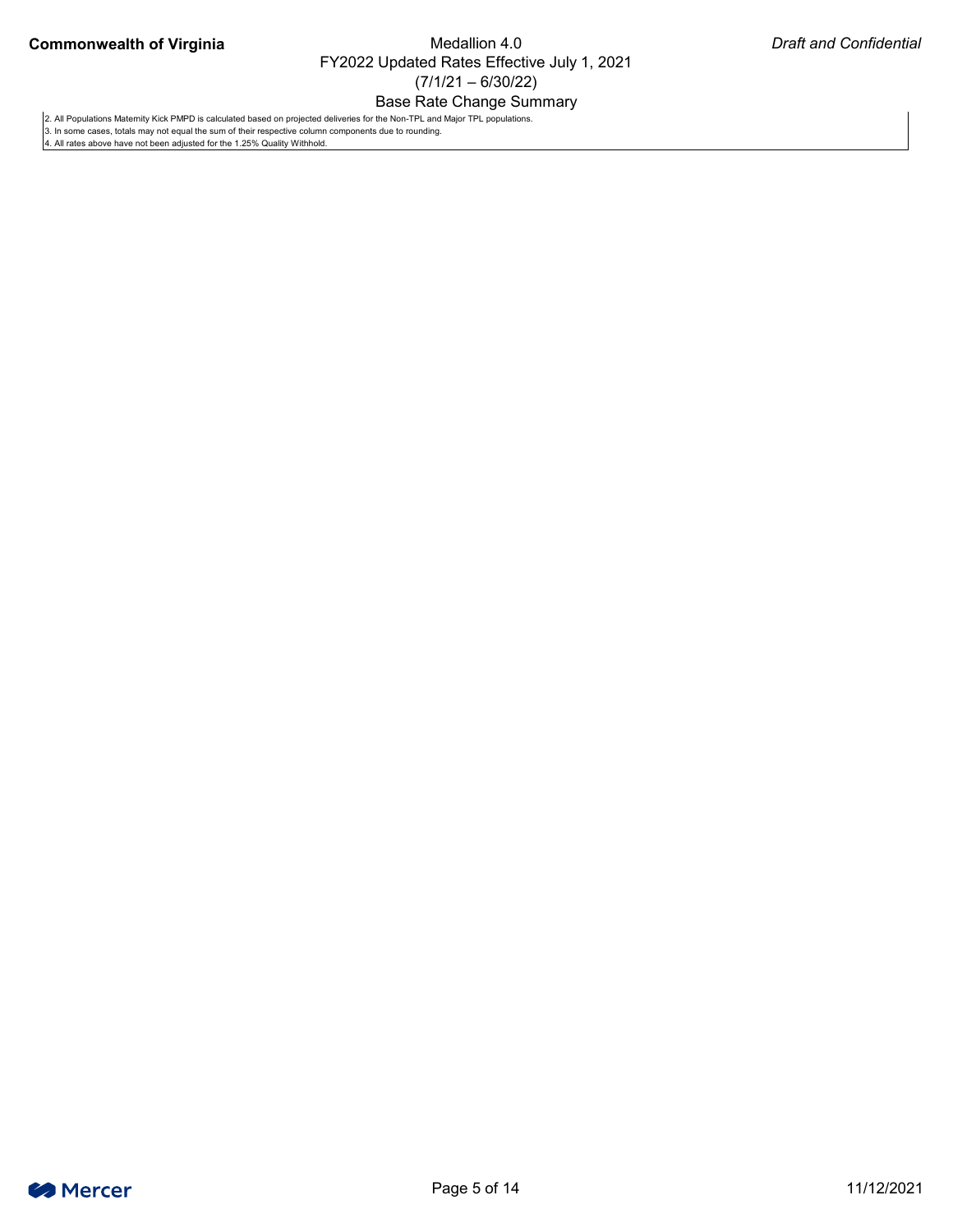2. All Populations Maternity Kick PMPD is calculated based on projected deliveries for the Non-TPL and Major TPL populations.
3. In some cases, totals may not equal the sum of their respective column components due to rounding.
4. All rates above have not been adjusted for the 1.25% Quality Withhold.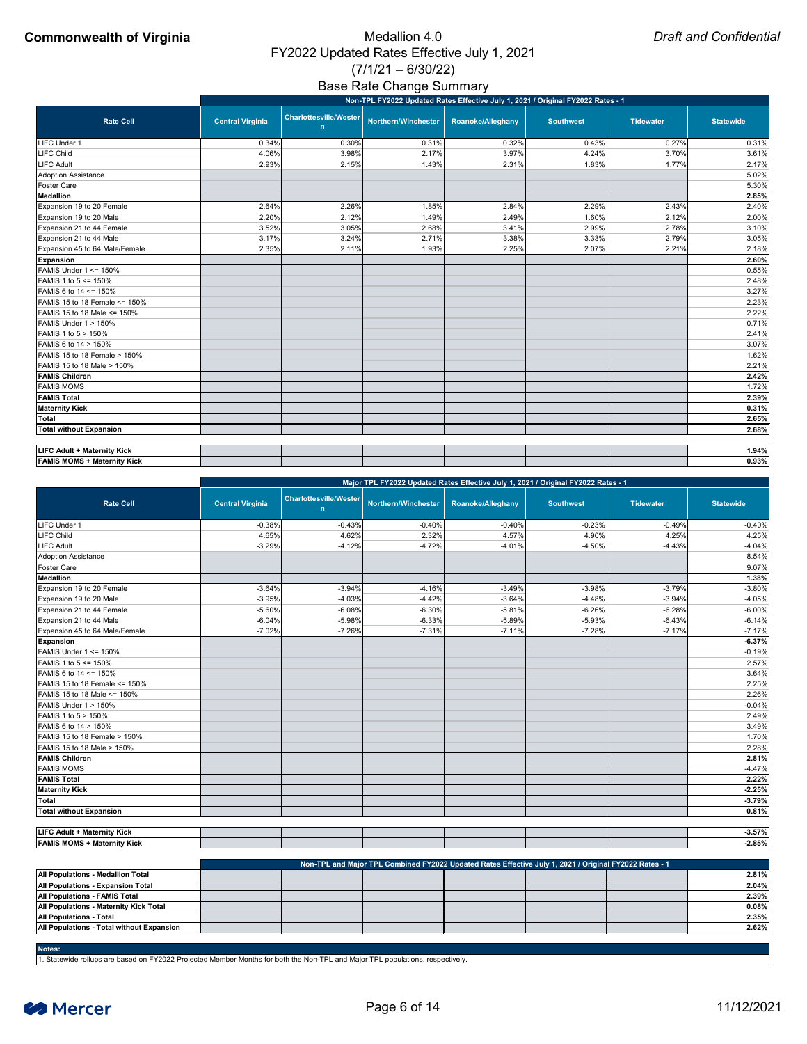**Commonwealth of Virginia**

Medallion 4.0
FY2022 Updated Rates Effective July 1, 2021
(7/1/21 – 6/30/22)
Base Rate Change Summary

*Draft and Confidential*

| Rate Cell | Non-TPL FY2022 Updated Rates Effective July 1, 2021 / Original FY2022 Rates - 1 | | | | | | |
|---|---|---|---|---|---|---|---|
| | Central Virginia | Charlottesville/Western | Northern/Winchester | Roanoke/Alleghany | Southwest | Tidewater | Statewide |
| LIFC Under 1 | 0.34% | 0.30% | 0.31% | 0.32% | 0.43% | 0.27% | 0.31% |
| LIFC Child | 4.06% | 3.98% | 2.17% | 3.97% | 4.24% | 3.70% | 3.61% |
| LIFC Adult | 2.93% | 2.15% | 1.43% | 2.31% | 1.83% | 1.77% | 2.17% |
| Adoption Assistance | | | | | | | 5.02% |
| Foster Care | | | | | | | 5.30% |
| **Medallion** | | | | | | | **2.85%** |
| Expansion 19 to 20 Female | 2.64% | 2.26% | 1.85% | 2.84% | 2.29% | 2.43% | 2.40% |
| Expansion 19 to 20 Male | 2.20% | 2.12% | 1.49% | 2.49% | 1.60% | 2.12% | 2.00% |
| Expansion 21 to 44 Female | 3.52% | 3.05% | 2.68% | 3.41% | 2.99% | 2.78% | 3.10% |
| Expansion 21 to 44 Male | 3.17% | 3.24% | 2.71% | 3.38% | 3.33% | 2.79% | 3.05% |
| Expansion 45 to 64 Male/Female | 2.35% | 2.11% | 1.93% | 2.25% | 2.07% | 2.21% | 2.18% |
| **Expansion** | | | | | | | **2.60%** |
| FAMIS Under 1 <= 150% | | | | | | | 0.55% |
| FAMIS 1 to 5 <= 150% | | | | | | | 2.48% |
| FAMIS 6 to 14 <= 150% | | | | | | | 3.27% |
| FAMIS 15 to 18 Female <= 150% | | | | | | | 2.23% |
| FAMIS 15 to 18 Male <= 150% | | | | | | | 2.22% |
| FAMIS Under 1 > 150% | | | | | | | 0.71% |
| FAMIS 1 to 5 > 150% | | | | | | | 2.41% |
| FAMIS 6 to 14 > 150% | | | | | | | 3.07% |
| FAMIS 15 to 18 Female > 150% | | | | | | | 1.62% |
| FAMIS 15 to 18 Male > 150% | | | | | | | 2.21% |
| **FAMIS Children** | | | | | | | **2.42%** |
| FAMIS MOMS | | | | | | | 1.72% |
| **FAMIS Total** | | | | | | | **2.39%** |
| **Maternity Kick** | | | | | | | **0.31%** |
| **Total** | | | | | | | **2.65%** |
| **Total without Expansion** | | | | | | | **2.68%** |
| | | | | | | | |
| **LIFC Adult + Maternity Kick** | | | | | | | **1.94%** |
| **FAMIS MOMS + Maternity Kick** | | | | | | | **0.93%** |

| Rate Cell | Major TPL FY2022 Updated Rates Effective July 1, 2021 / Original FY2022 Rates - 1 | | | | | | |
|---|---|---|---|---|---|---|---|
| | Central Virginia | Charlottesville/Western | Northern/Winchester | Roanoke/Alleghany | Southwest | Tidewater | Statewide |
| LIFC Under 1 | -0.38% | -0.43% | -0.40% | -0.40% | -0.23% | -0.49% | -0.40% |
| LIFC Child | 4.65% | 4.62% | 2.32% | 4.57% | 4.90% | 4.25% | 4.25% |
| LIFC Adult | -3.29% | -4.12% | -4.72% | -4.01% | -4.50% | -4.43% | -4.04% |
| Adoption Assistance | | | | | | | 8.54% |
| Foster Care | | | | | | | 9.07% |
| **Medallion** | | | | | | | **1.38%** |
| Expansion 19 to 20 Female | -3.64% | -3.94% | -4.16% | -3.49% | -3.98% | -3.79% | -3.80% |
| Expansion 19 to 20 Male | -3.95% | -4.03% | -4.42% | -3.64% | -4.48% | -3.94% | -4.05% |
| Expansion 21 to 44 Female | -5.60% | -6.08% | -6.30% | -5.81% | -6.26% | -6.28% | -6.00% |
| Expansion 21 to 44 Male | -6.04% | -5.98% | -6.33% | -5.89% | -5.93% | -6.43% | -6.14% |
| Expansion 45 to 64 Male/Female | -7.02% | -7.26% | -7.31% | -7.11% | -7.28% | -7.17% | -7.17% |
| **Expansion** | | | | | | | **-6.37%** |
| FAMIS Under 1 <= 150% | | | | | | | -0.19% |
| FAMIS 1 to 5 <= 150% | | | | | | | 2.57% |
| FAMIS 6 to 14 <= 150% | | | | | | | 3.64% |
| FAMIS 15 to 18 Female <= 150% | | | | | | | 2.25% |
| FAMIS 15 to 18 Male <= 150% | | | | | | | 2.26% |
| FAMIS Under 1 > 150% | | | | | | | -0.04% |
| FAMIS 1 to 5 > 150% | | | | | | | 2.49% |
| FAMIS 6 to 14 > 150% | | | | | | | 3.49% |
| FAMIS 15 to 18 Female > 150% | | | | | | | 1.70% |
| FAMIS 15 to 18 Male > 150% | | | | | | | 2.28% |
| **FAMIS Children** | | | | | | | **2.81%** |
| FAMIS MOMS | | | | | | | -4.47% |
| **FAMIS Total** | | | | | | | **2.22%** |
| **Maternity Kick** | | | | | | | **-2.25%** |
| **Total** | | | | | | | **-3.79%** |
| **Total without Expansion** | | | | | | | **0.81%** |
| | | | | | | | |
| **LIFC Adult + Maternity Kick** | | | | | | | **-3.57%** |
| **FAMIS MOMS + Maternity Kick** | | | | | | | **-2.85%** |

| | Non-TPL and Major TPL Combined FY2022 Updated Rates Effective July 1, 2021 / Original FY2022 Rates - 1 | | | | | | |
|---|---|---|---|---|---|---|---|
| **All Populations - Medallion Total** | | | | | | | **2.81%** |
| **All Populations - Expansion Total** | | | | | | | **2.04%** |
| **All Populations - FAMIS Total** | | | | | | | **2.39%** |
| **All Populations - Maternity Kick Total** | | | | | | | **0.08%** |
| **All Populations - Total** | | | | | | | **2.35%** |
| **All Populations - Total without Expansion** | | | | | | | **2.62%** |

**Notes:**

1. Statewide rollups are based on FY2022 Projected Member Months for both the Non-TPL and Major TPL populations, respectively.

Mercer

11/12/2021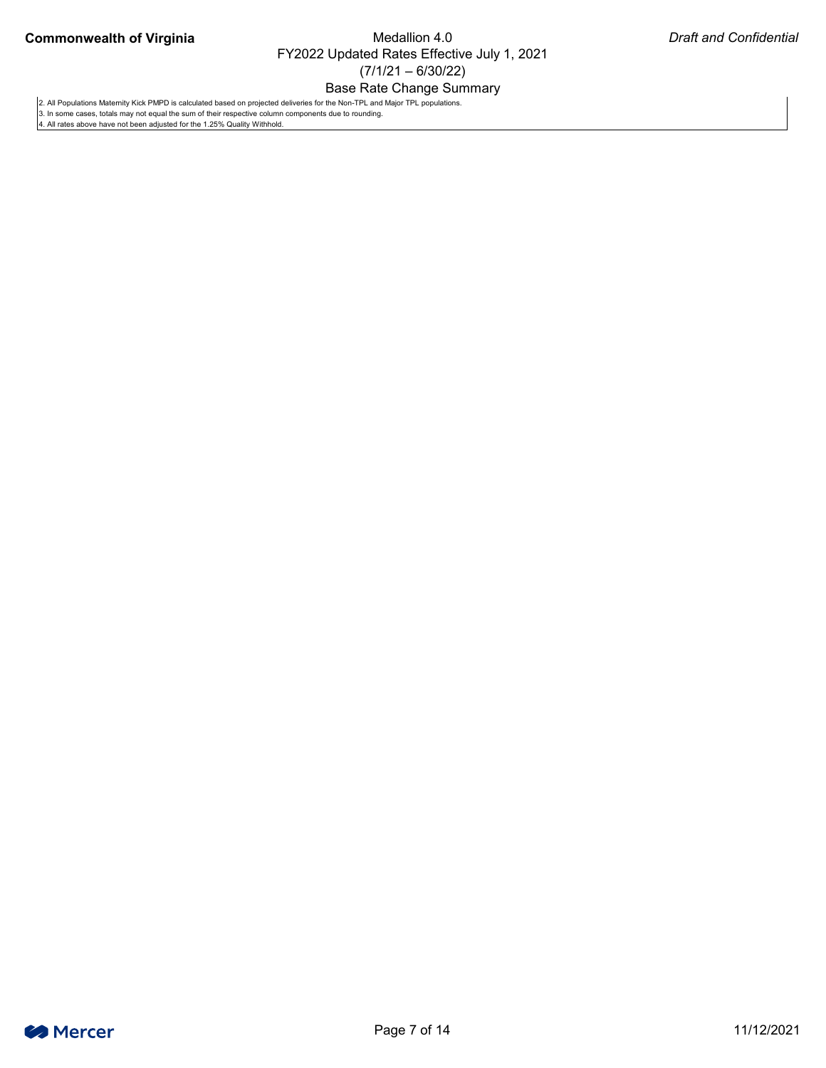2. All Populations Maternity Kick PMPD is calculated based on projected deliveries for the Non-TPL and Major TPL populations.
3. In some cases, totals may not equal the sum of their respective column components due to rounding.
4. All rates above have not been adjusted for the 1.25% Quality Withhold.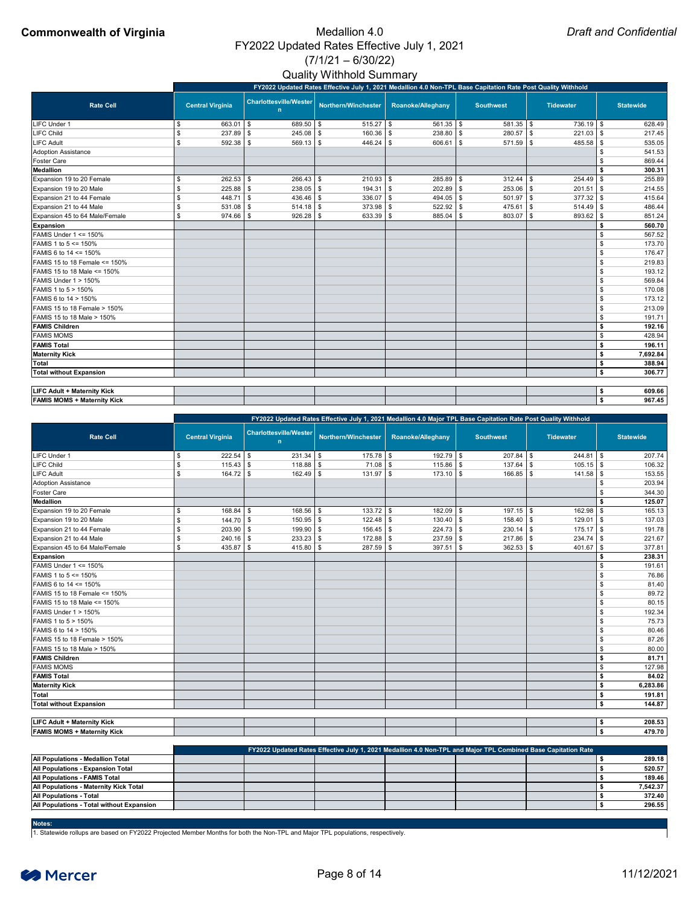**Commonwealth of Virginia**

*Draft and Confidential*

# Medallion 4.0
## FY2022 Updated Rates Effective July 1, 2021
## (7/1/21 – 6/30/22)
## Quality Withhold Summary

| Rate Cell | FY2022 Updated Rates Effective July 1, 2021 Medallion 4.0 Non-TPL Base Capitation Rate Post Quality Withhold | | | | | | |
|---|---|---|---|---|---|---|---|
| | Central Virginia | Charlottesville/Western | Northern/Winchester | Roanoke/Alleghany | Southwest | Tidewater | Statewide |
| LIFC Under 1 | $ 663.01 | $ 689.50 | $ 515.27 | $ 561.35 | $ 581.35 | $ 736.19 | $ 628.49 |
| LIFC Child | $ 237.89 | $ 245.08 | $ 160.36 | $ 238.80 | $ 280.57 | $ 221.03 | $ 217.45 |
| LIFC Adult | $ 592.38 | $ 569.13 | $ 446.24 | $ 606.61 | $ 571.59 | $ 485.58 | $ 535.05 |
| Adoption Assistance | | | | | | | $ 541.53 |
| Foster Care | | | | | | | $ 869.44 |
| **Medallion** | | | | | | | **$ 300.31** |
| Expansion 19 to 20 Female | $ 262.53 | $ 266.43 | $ 210.93 | $ 285.89 | $ 312.44 | $ 254.49 | $ 255.89 |
| Expansion 19 to 20 Male | $ 225.88 | $ 238.05 | $ 194.31 | $ 202.89 | $ 253.06 | $ 201.51 | $ 214.55 |
| Expansion 21 to 44 Female | $ 448.71 | $ 436.46 | $ 336.07 | $ 494.05 | $ 501.97 | $ 377.32 | $ 415.64 |
| Expansion 21 to 44 Male | $ 531.08 | $ 514.18 | $ 373.98 | $ 522.92 | $ 475.61 | $ 514.49 | $ 486.44 |
| Expansion 45 to 64 Male/Female | $ 974.66 | $ 926.28 | $ 633.39 | $ 885.04 | $ 803.07 | $ 893.62 | $ 851.24 |
| **Expansion** | | | | | | | **$ 560.70** |
| FAMIS Under 1 <= 150% | | | | | | | $ 567.52 |
| FAMIS 1 to 5 <= 150% | | | | | | | $ 173.70 |
| FAMIS 6 to 14 <= 150% | | | | | | | $ 176.47 |
| FAMIS 15 to 18 Female <= 150% | | | | | | | $ 219.83 |
| FAMIS 15 to 18 Male <= 150% | | | | | | | $ 193.12 |
| FAMIS Under 1 > 150% | | | | | | | $ 569.84 |
| FAMIS 1 to 5 > 150% | | | | | | | $ 170.08 |
| FAMIS 6 to 14 > 150% | | | | | | | $ 173.12 |
| FAMIS 15 to 18 Female > 150% | | | | | | | $ 213.09 |
| FAMIS 15 to 18 Male > 150% | | | | | | | $ 191.71 |
| **FAMIS Children** | | | | | | | **$ 192.16** |
| FAMIS MOMS | | | | | | | $ 428.94 |
| **FAMIS Total** | | | | | | | **$ 196.11** |
| **Maternity Kick** | | | | | | | **$ 7,692.84** |
| **Total** | | | | | | | **$ 388.94** |
| **Total without Expansion** | | | | | | | **$ 306.77** |
| | | | | | | | |
| **LIFC Adult + Maternity Kick** | | | | | | | **$ 609.66** |
| **FAMIS MOMS + Maternity Kick** | | | | | | | **$ 967.45** |

| Rate Cell | FY2022 Updated Rates Effective July 1, 2021 Medallion 4.0 Major TPL Base Capitation Rate Post Quality Withhold | | | | | | |
|---|---|---|---|---|---|---|---|
| | Central Virginia | Charlottesville/Western | Northern/Winchester | Roanoke/Alleghany | Southwest | Tidewater | Statewide |
| LIFC Under 1 | $ 222.54 | $ 231.34 | $ 175.78 | $ 192.79 | $ 207.84 | $ 244.81 | $ 207.74 |
| LIFC Child | $ 115.43 | $ 118.88 | $ 71.08 | $ 115.86 | $ 137.64 | $ 105.15 | $ 106.32 |
| LIFC Adult | $ 164.72 | $ 162.49 | $ 131.97 | $ 173.10 | $ 166.85 | $ 141.58 | $ 153.55 |
| Adoption Assistance | | | | | | | $ 203.94 |
| Foster Care | | | | | | | $ 344.30 |
| **Medallion** | | | | | | | **$ 125.07** |
| Expansion 19 to 20 Female | $ 168.84 | $ 168.56 | $ 133.72 | $ 182.09 | $ 197.15 | $ 162.98 | $ 165.13 |
| Expansion 19 to 20 Male | $ 144.70 | $ 150.95 | $ 122.48 | $ 130.40 | $ 158.40 | $ 129.01 | $ 137.03 |
| Expansion 21 to 44 Female | $ 203.90 | $ 199.90 | $ 156.45 | $ 224.73 | $ 230.14 | $ 175.17 | $ 191.78 |
| Expansion 21 to 44 Male | $ 240.16 | $ 233.23 | $ 172.88 | $ 237.59 | $ 217.86 | $ 234.74 | $ 221.67 |
| Expansion 45 to 64 Male/Female | $ 435.87 | $ 415.80 | $ 287.59 | $ 397.51 | $ 362.53 | $ 401.67 | $ 377.81 |
| **Expansion** | | | | | | | **$ 238.31** |
| FAMIS Under 1 <= 150% | | | | | | | $ 191.61 |
| FAMIS 1 to 5 <= 150% | | | | | | | $ 76.86 |
| FAMIS 6 to 14 <= 150% | | | | | | | $ 81.40 |
| FAMIS 15 to 18 Female <= 150% | | | | | | | $ 89.72 |
| FAMIS 15 to 18 Male <= 150% | | | | | | | $ 80.15 |
| FAMIS Under 1 > 150% | | | | | | | $ 192.34 |
| FAMIS 1 to 5 > 150% | | | | | | | $ 75.73 |
| FAMIS 6 to 14 > 150% | | | | | | | $ 80.46 |
| FAMIS 15 to 18 Female > 150% | | | | | | | $ 87.26 |
| FAMIS 15 to 18 Male > 150% | | | | | | | $ 80.00 |
| **FAMIS Children** | | | | | | | **$ 81.71** |
| FAMIS MOMS | | | | | | | $ 127.98 |
| **FAMIS Total** | | | | | | | **$ 84.02** |
| **Maternity Kick** | | | | | | | **$ 6,283.86** |
| **Total** | | | | | | | **$ 191.81** |
| **Total without Expansion** | | | | | | | **$ 144.87** |
| | | | | | | | |
| **LIFC Adult + Maternity Kick** | | | | | | | **$ 208.53** |
| **FAMIS MOMS + Maternity Kick** | | | | | | | **$ 479.70** |

| | FY2022 Updated Rates Effective July 1, 2021 Medallion 4.0 Non-TPL and Major TPL Combined Base Capitation Rate | | | | | | |
|---|---|---|---|---|---|---|---|
| **All Populations - Medallion Total** | | | | | | | **$ 289.18** |
| **All Populations - Expansion Total** | | | | | | | **$ 520.57** |
| **All Populations - FAMIS Total** | | | | | | | **$ 189.46** |
| **All Populations - Maternity Kick Total** | | | | | | | **$ 7,542.37** |
| **All Populations - Total** | | | | | | | **$ 372.40** |
| **All Populations - Total without Expansion** | | | | | | | **$ 296.55** |

**Notes:**

1. Statewide rollups are based on FY2022 Projected Member Months for both the Non-TPL and Major TPL populations, respectively.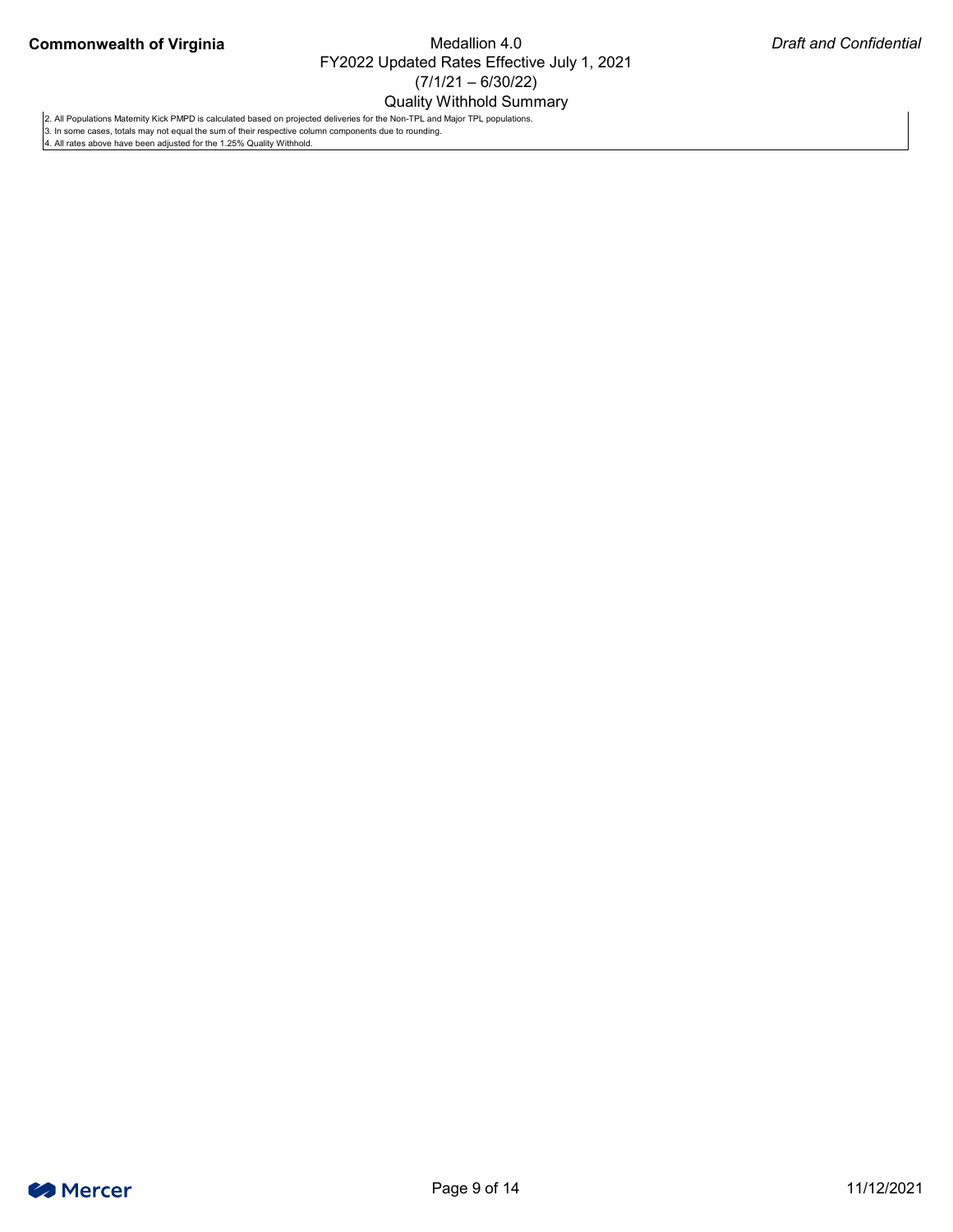2. All Populations Maternity Kick PMPD is calculated based on projected deliveries for the Non-TPL and Major TPL populations.
3. In some cases, totals may not equal the sum of their respective column components due to rounding.
4. All rates above have been adjusted for the 1.25% Quality Withhold.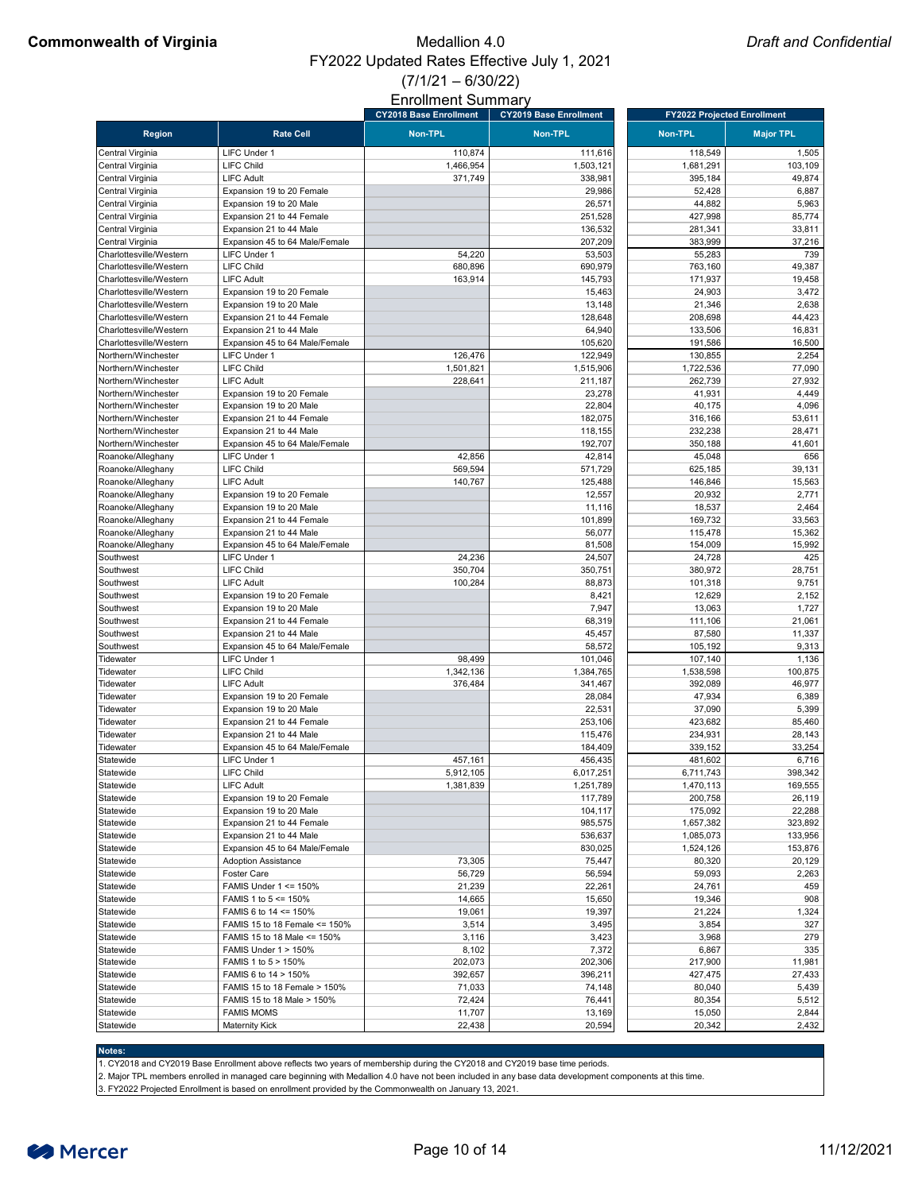# Commonwealth of Virginia

Medallion 4.0
FY2022 Updated Rates Effective July 1, 2021
(7/1/21 – 6/30/22)

*Draft and Confidential*

## Enrollment Summary

| Region | Rate Cell | CY2018 Base Enrollment Non-TPL | CY2019 Base Enrollment Non-TPL | FY2022 Projected Enrollment Non-TPL | FY2022 Projected Enrollment Major TPL |
|---|---|---|---|---|---|
| Central Virginia | LIFC Under 1 | 110,874 | 111,616 | 118,549 | 1,505 |
| Central Virginia | LIFC Child | 1,466,954 | 1,503,121 | 1,681,291 | 103,109 |
| Central Virginia | LIFC Adult | 371,749 | 338,981 | 395,184 | 49,874 |
| Central Virginia | Expansion 19 to 20 Female | | 29,986 | 52,428 | 6,887 |
| Central Virginia | Expansion 19 to 20 Male | | 26,571 | 44,882 | 5,963 |
| Central Virginia | Expansion 21 to 44 Female | | 251,528 | 427,998 | 85,774 |
| Central Virginia | Expansion 21 to 44 Male | | 136,532 | 281,341 | 33,811 |
| Central Virginia | Expansion 45 to 64 Male/Female | | 207,209 | 383,999 | 37,216 |
| Charlottesville/Western | LIFC Under 1 | 54,220 | 53,503 | 55,283 | 739 |
| Charlottesville/Western | LIFC Child | 680,896 | 690,979 | 763,160 | 49,387 |
| Charlottesville/Western | LIFC Adult | 163,914 | 145,793 | 171,937 | 19,458 |
| Charlottesville/Western | Expansion 19 to 20 Female | | 15,463 | 24,903 | 3,472 |
| Charlottesville/Western | Expansion 19 to 20 Male | | 13,148 | 21,346 | 2,638 |
| Charlottesville/Western | Expansion 21 to 44 Female | | 128,648 | 208,698 | 44,423 |
| Charlottesville/Western | Expansion 21 to 44 Male | | 64,940 | 133,506 | 16,831 |
| Charlottesville/Western | Expansion 45 to 64 Male/Female | | 105,620 | 191,586 | 16,500 |
| Northern/Winchester | LIFC Under 1 | 126,476 | 122,949 | 130,855 | 2,254 |
| Northern/Winchester | LIFC Child | 1,501,821 | 1,515,906 | 1,722,536 | 77,090 |
| Northern/Winchester | LIFC Adult | 228,641 | 211,187 | 262,739 | 27,932 |
| Northern/Winchester | Expansion 19 to 20 Female | | 23,278 | 41,931 | 4,449 |
| Northern/Winchester | Expansion 19 to 20 Male | | 22,804 | 40,175 | 4,096 |
| Northern/Winchester | Expansion 21 to 44 Female | | 182,075 | 316,166 | 53,611 |
| Northern/Winchester | Expansion 21 to 44 Male | | 118,155 | 232,238 | 28,471 |
| Northern/Winchester | Expansion 45 to 64 Male/Female | | 192,707 | 350,188 | 41,601 |
| Roanoke/Alleghany | LIFC Under 1 | 42,856 | 42,814 | 45,048 | 656 |
| Roanoke/Alleghany | LIFC Child | 569,594 | 571,729 | 625,185 | 39,131 |
| Roanoke/Alleghany | LIFC Adult | 140,767 | 125,488 | 146,846 | 15,563 |
| Roanoke/Alleghany | Expansion 19 to 20 Female | | 12,557 | 20,932 | 2,771 |
| Roanoke/Alleghany | Expansion 19 to 20 Male | | 11,116 | 18,537 | 2,464 |
| Roanoke/Alleghany | Expansion 21 to 44 Female | | 101,899 | 169,732 | 33,563 |
| Roanoke/Alleghany | Expansion 21 to 44 Male | | 56,077 | 115,478 | 15,362 |
| Roanoke/Alleghany | Expansion 45 to 64 Male/Female | | 81,508 | 154,009 | 15,992 |
| Southwest | LIFC Under 1 | 24,236 | 24,507 | 24,728 | 425 |
| Southwest | LIFC Child | 350,704 | 350,751 | 380,972 | 28,751 |
| Southwest | LIFC Adult | 100,284 | 88,873 | 101,318 | 9,751 |
| Southwest | Expansion 19 to 20 Female | | 8,421 | 12,629 | 2,152 |
| Southwest | Expansion 19 to 20 Male | | 7,947 | 13,063 | 1,727 |
| Southwest | Expansion 21 to 44 Female | | 68,319 | 111,106 | 21,061 |
| Southwest | Expansion 21 to 44 Male | | 45,457 | 87,580 | 11,337 |
| Southwest | Expansion 45 to 64 Male/Female | | 58,572 | 105,192 | 9,313 |
| Tidewater | LIFC Under 1 | 98,499 | 101,046 | 107,140 | 1,136 |
| Tidewater | LIFC Child | 1,342,136 | 1,384,765 | 1,538,598 | 100,875 |
| Tidewater | LIFC Adult | 376,484 | 341,467 | 392,089 | 46,977 |
| Tidewater | Expansion 19 to 20 Female | | 28,084 | 47,934 | 6,389 |
| Tidewater | Expansion 19 to 20 Male | | 22,531 | 37,090 | 5,399 |
| Tidewater | Expansion 21 to 44 Female | | 253,106 | 423,682 | 85,460 |
| Tidewater | Expansion 21 to 44 Male | | 115,476 | 234,931 | 28,143 |
| Tidewater | Expansion 45 to 64 Male/Female | | 184,409 | 339,152 | 33,254 |
| Statewide | LIFC Under 1 | 457,161 | 456,435 | 481,602 | 6,716 |
| Statewide | LIFC Child | 5,912,105 | 6,017,251 | 6,711,743 | 398,342 |
| Statewide | LIFC Adult | 1,381,839 | 1,251,789 | 1,470,113 | 169,555 |
| Statewide | Expansion 19 to 20 Female | | 117,789 | 200,758 | 26,119 |
| Statewide | Expansion 19 to 20 Male | | 104,117 | 175,092 | 22,288 |
| Statewide | Expansion 21 to 44 Female | | 985,575 | 1,657,382 | 323,892 |
| Statewide | Expansion 21 to 44 Male | | 536,637 | 1,085,073 | 133,956 |
| Statewide | Expansion 45 to 64 Male/Female | | 830,025 | 1,524,126 | 153,876 |
| Statewide | Adoption Assistance | 73,305 | 75,447 | 80,320 | 20,129 |
| Statewide | Foster Care | 56,729 | 56,594 | 59,093 | 2,263 |
| Statewide | FAMIS Under 1 <= 150% | 21,239 | 22,261 | 24,761 | 459 |
| Statewide | FAMIS 1 to 5 <= 150% | 14,665 | 15,650 | 19,346 | 908 |
| Statewide | FAMIS 6 to 14 <= 150% | 19,061 | 19,397 | 21,224 | 1,324 |
| Statewide | FAMIS 15 to 18 Female <= 150% | 3,514 | 3,495 | 3,854 | 327 |
| Statewide | FAMIS 15 to 18 Male <= 150% | 3,116 | 3,423 | 3,968 | 279 |
| Statewide | FAMIS Under 1 > 150% | 8,102 | 7,372 | 6,867 | 335 |
| Statewide | FAMIS 1 to 5 > 150% | 202,073 | 202,306 | 217,900 | 11,981 |
| Statewide | FAMIS 6 to 14 > 150% | 392,657 | 396,211 | 427,475 | 27,433 |
| Statewide | FAMIS 15 to 18 Female > 150% | 71,033 | 74,148 | 80,040 | 5,439 |
| Statewide | FAMIS 15 to 18 Male > 150% | 72,424 | 76,441 | 80,354 | 5,512 |
| Statewide | FAMIS MOMS | 11,707 | 13,169 | 15,050 | 2,844 |
| Statewide | Maternity Kick | 22,438 | 20,594 | 20,342 | 2,432 |

**Notes:**

1. CY2018 and CY2019 Base Enrollment above reflects two years of membership during the CY2018 and CY2019 base time periods.
2. Major TPL members enrolled in managed care beginning with Medallion 4.0 have not been included in any base data development components at this time.
3. FY2022 Projected Enrollment is based on enrollment provided by the Commonwealth on January 13, 2021.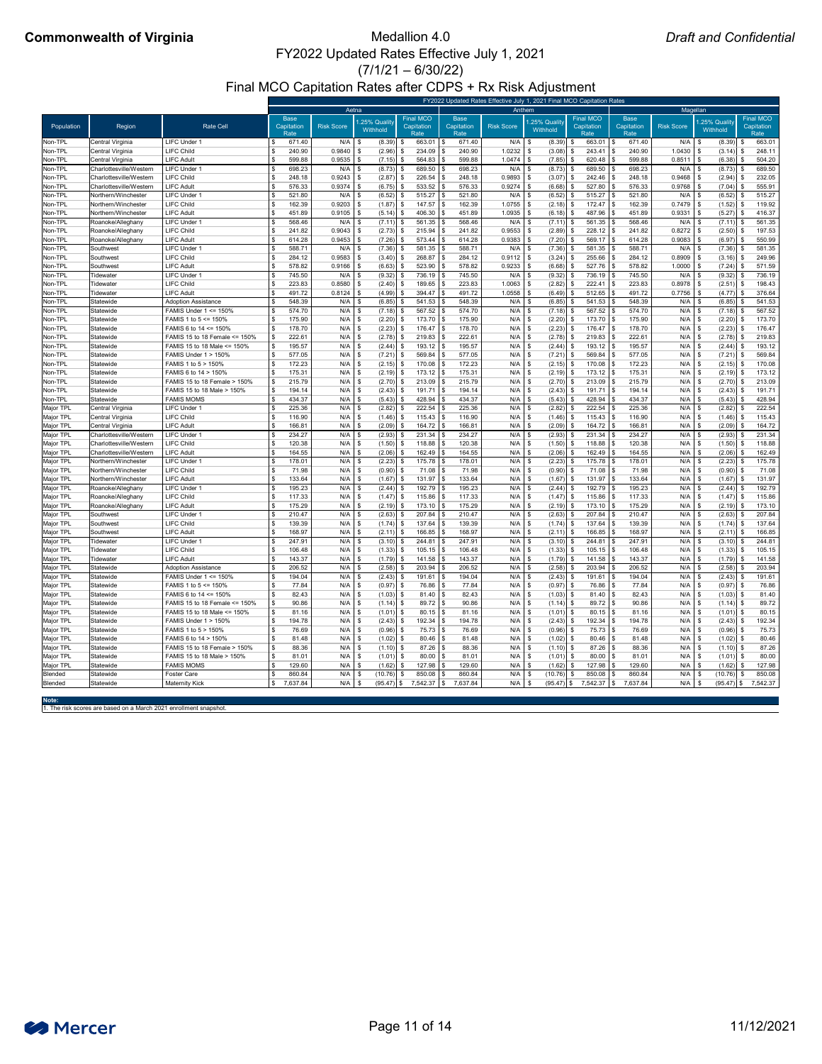**Commonwealth of Virginia** | Medallion 4.0 | *Draft and Confidential*

# Medallion 4.0
## FY2022 Updated Rates Effective July 1, 2021
## (7/1/21 – 6/30/22)
## Final MCO Capitation Rates after CDPS + Rx Risk Adjustment

| | | | FY2022 Updated Rates Effective July 1, 2021 Final MCO Capitation Rates | | | | | | | | | | | |
|---|---|---|---|---|---|---|---|---|---|---|---|---|---|---|
| | | | Aetna | | | | Anthem | | | | Magellan | | | |
| Population | Region | Rate Cell | Base Capitation Rate | Risk Score | 1.25% Quality Withhold | Final MCO Capitation Rate | Base Capitation Rate | Risk Score | 1.25% Quality Withhold | Final MCO Capitation Rate | Base Capitation Rate | Risk Score | 1.25% Quality Withhold | Final MCO Capitation Rate |
| Non-TPL | Central Virginia | LIFC Under 1 | $ 671.40 | N/A | $ (8.39) | $ 663.01 | $ 671.40 | N/A | $ (8.39) | $ 663.01 | $ 671.40 | N/A | $ (8.39) | $ 663.01 |
| Non-TPL | Central Virginia | LIFC Child | $ 240.90 | 0.9840 | $ (2.96) | $ 234.09 | $ 240.90 | 1.0232 | $ (3.08) | $ 243.41 | $ 240.90 | 1.0430 | $ (3.14) | $ 248.11 |
| Non-TPL | Central Virginia | LIFC Adult | $ 599.88 | 0.9535 | $ (7.15) | $ 564.83 | $ 599.88 | 1.0474 | $ (7.85) | $ 620.48 | $ 599.88 | 0.8511 | $ (6.38) | $ 504.20 |
| Non-TPL | Charlottesville/Western | LIFC Under 1 | $ 698.23 | N/A | $ (8.73) | $ 689.50 | $ 698.23 | N/A | $ (8.73) | $ 689.50 | $ 698.23 | N/A | $ (8.73) | $ 689.50 |
| Non-TPL | Charlottesville/Western | LIFC Child | $ 248.18 | 0.9243 | $ (2.87) | $ 226.54 | $ 248.18 | 0.9893 | $ (3.07) | $ 242.46 | $ 248.18 | 0.9468 | $ (2.94) | $ 232.05 |
| Non-TPL | Charlottesville/Western | LIFC Adult | $ 576.33 | 0.9374 | $ (6.75) | $ 533.52 | $ 576.33 | 0.9274 | $ (6.68) | $ 527.80 | $ 576.33 | 0.9768 | $ (7.04) | $ 555.91 |
| Non-TPL | Northern/Winchester | LIFC Under 1 | $ 521.80 | N/A | $ (6.52) | $ 515.27 | $ 521.80 | N/A | $ (6.52) | $ 515.27 | $ 521.80 | N/A | $ (6.52) | $ 515.27 |
| Non-TPL | Northern/Winchester | LIFC Child | $ 162.39 | 0.9203 | $ (1.87) | $ 147.57 | $ 162.39 | 1.0755 | $ (2.18) | $ 172.47 | $ 162.39 | 0.7479 | $ (1.52) | $ 119.92 |
| Non-TPL | Northern/Winchester | LIFC Adult | $ 451.89 | 0.9105 | $ (5.14) | $ 406.30 | $ 451.89 | 1.0935 | $ (6.18) | $ 487.96 | $ 451.89 | 0.9331 | $ (5.27) | $ 416.37 |
| Non-TPL | Roanoke/Alleghany | LIFC Under 1 | $ 568.46 | N/A | $ (7.11) | $ 561.35 | $ 568.46 | N/A | $ (7.11) | $ 561.35 | $ 568.46 | N/A | $ (7.11) | $ 561.35 |
| Non-TPL | Roanoke/Alleghany | LIFC Child | $ 241.82 | 0.9043 | $ (2.73) | $ 215.94 | $ 241.82 | 0.9553 | $ (2.89) | $ 228.12 | $ 241.82 | 0.8272 | $ (2.50) | $ 197.53 |
| Non-TPL | Roanoke/Alleghany | LIFC Adult | $ 614.28 | 0.9453 | $ (7.26) | $ 573.44 | $ 614.28 | 0.9383 | $ (7.20) | $ 569.17 | $ 614.28 | 0.9083 | $ (6.97) | $ 550.99 |
| Non-TPL | Southwest | LIFC Under 1 | $ 588.71 | N/A | $ (7.36) | $ 581.35 | $ 588.71 | N/A | $ (7.36) | $ 581.35 | $ 588.71 | N/A | $ (7.36) | $ 581.35 |
| Non-TPL | Southwest | LIFC Child | $ 284.12 | 0.9583 | $ (3.40) | $ 268.87 | $ 284.12 | 0.9112 | $ (3.24) | $ 255.66 | $ 284.12 | 0.8909 | $ (3.16) | $ 249.96 |
| Non-TPL | Southwest | LIFC Adult | $ 578.82 | 0.9166 | $ (6.63) | $ 523.90 | $ 578.82 | 0.9233 | $ (6.68) | $ 527.76 | $ 578.82 | 1.0000 | $ (7.24) | $ 571.59 |
| Non-TPL | Tidewater | LIFC Under 1 | $ 745.50 | N/A | $ (9.32) | $ 736.19 | $ 745.50 | N/A | $ (9.32) | $ 736.19 | $ 745.50 | N/A | $ (9.32) | $ 736.19 |
| Non-TPL | Tidewater | LIFC Child | $ 223.83 | 0.8580 | $ (2.40) | $ 189.65 | $ 223.83 | 1.0063 | $ (2.82) | $ 222.41 | $ 223.83 | 0.8978 | $ (2.51) | $ 198.43 |
| Non-TPL | Tidewater | LIFC Adult | $ 491.72 | 0.8124 | $ (4.99) | $ 394.47 | $ 491.72 | 1.0558 | $ (6.49) | $ 512.65 | $ 491.72 | 0.7756 | $ (4.77) | $ 376.64 |
| Non-TPL | Statewide | Adoption Assistance | $ 548.39 | N/A | $ (6.85) | $ 541.53 | $ 548.39 | N/A | $ (6.85) | $ 541.53 | $ 548.39 | N/A | $ (6.85) | $ 541.53 |
| Non-TPL | Statewide | FAMIS Under 1 <= 150% | $ 574.70 | N/A | $ (7.18) | $ 567.52 | $ 574.70 | N/A | $ (7.18) | $ 567.52 | $ 574.70 | N/A | $ (7.18) | $ 567.52 |
| Non-TPL | Statewide | FAMIS 1 to 5 <= 150% | $ 175.90 | N/A | $ (2.20) | $ 173.70 | $ 175.90 | N/A | $ (2.20) | $ 173.70 | $ 175.90 | N/A | $ (2.20) | $ 173.70 |
| Non-TPL | Statewide | FAMIS 6 to 14 <= 150% | $ 178.70 | N/A | $ (2.23) | $ 176.47 | $ 178.70 | N/A | $ (2.23) | $ 176.47 | $ 178.70 | N/A | $ (2.23) | $ 176.47 |
| Non-TPL | Statewide | FAMIS 15 to 18 Female <= 150% | $ 222.61 | N/A | $ (2.78) | $ 219.83 | $ 222.61 | N/A | $ (2.78) | $ 219.83 | $ 222.61 | N/A | $ (2.78) | $ 219.83 |
| Non-TPL | Statewide | FAMIS 15 to 18 Male <= 150% | $ 195.57 | N/A | $ (2.44) | $ 193.12 | $ 195.57 | N/A | $ (2.44) | $ 193.12 | $ 195.57 | N/A | $ (2.44) | $ 193.12 |
| Non-TPL | Statewide | FAMIS Under 1 > 150% | $ 577.05 | N/A | $ (7.21) | $ 569.84 | $ 577.05 | N/A | $ (7.21) | $ 569.84 | $ 577.05 | N/A | $ (7.21) | $ 569.84 |
| Non-TPL | Statewide | FAMIS 1 to 5 > 150% | $ 172.23 | N/A | $ (2.15) | $ 170.08 | $ 172.23 | N/A | $ (2.15) | $ 170.08 | $ 172.23 | N/A | $ (2.15) | $ 170.08 |
| Non-TPL | Statewide | FAMIS 6 to 14 > 150% | $ 175.31 | N/A | $ (2.19) | $ 173.12 | $ 175.31 | N/A | $ (2.19) | $ 173.12 | $ 175.31 | N/A | $ (2.19) | $ 173.12 |
| Non-TPL | Statewide | FAMIS 15 to 18 Female > 150% | $ 215.79 | N/A | $ (2.70) | $ 213.09 | $ 215.79 | N/A | $ (2.70) | $ 213.09 | $ 215.79 | N/A | $ (2.70) | $ 213.09 |
| Non-TPL | Statewide | FAMIS 15 to 18 Male > 150% | $ 194.14 | N/A | $ (2.43) | $ 191.71 | $ 194.14 | N/A | $ (2.43) | $ 191.71 | $ 194.14 | N/A | $ (2.43) | $ 191.71 |
| Non-TPL | Statewide | FAMIS MOMS | $ 434.37 | N/A | $ (5.43) | $ 428.94 | $ 434.37 | N/A | $ (5.43) | $ 428.94 | $ 434.37 | N/A | $ (5.43) | $ 428.94 |
| Major TPL | Central Virginia | LIFC Under 1 | $ 225.36 | N/A | $ (2.82) | $ 222.54 | $ 225.36 | N/A | $ (2.82) | $ 222.54 | $ 225.36 | N/A | $ (2.82) | $ 222.54 |
| Major TPL | Central Virginia | LIFC Child | $ 116.90 | N/A | $ (1.46) | $ 115.43 | $ 116.90 | N/A | $ (1.46) | $ 115.43 | $ 116.90 | N/A | $ (1.46) | $ 115.43 |
| Major TPL | Central Virginia | LIFC Adult | $ 166.81 | N/A | $ (2.09) | $ 164.72 | $ 166.81 | N/A | $ (2.09) | $ 164.72 | $ 166.81 | N/A | $ (2.09) | $ 164.72 |
| Major TPL | Charlottesville/Western | LIFC Under 1 | $ 234.27 | N/A | $ (2.93) | $ 231.34 | $ 234.27 | N/A | $ (2.93) | $ 231.34 | $ 234.27 | N/A | $ (2.93) | $ 231.34 |
| Major TPL | Charlottesville/Western | LIFC Child | $ 120.38 | N/A | $ (1.50) | $ 118.88 | $ 120.38 | N/A | $ (1.50) | $ 118.88 | $ 120.38 | N/A | $ (1.50) | $ 118.88 |
| Major TPL | Charlottesville/Western | LIFC Adult | $ 164.55 | N/A | $ (2.06) | $ 162.49 | $ 164.55 | N/A | $ (2.06) | $ 162.49 | $ 164.55 | N/A | $ (2.06) | $ 162.49 |
| Major TPL | Northern/Winchester | LIFC Under 1 | $ 178.01 | N/A | $ (2.23) | $ 175.78 | $ 178.01 | N/A | $ (2.23) | $ 175.78 | $ 178.01 | N/A | $ (2.23) | $ 175.78 |
| Major TPL | Northern/Winchester | LIFC Child | $ 71.98 | N/A | $ (0.90) | $ 71.08 | $ 71.98 | N/A | $ (0.90) | $ 71.08 | $ 71.98 | N/A | $ (0.90) | $ 71.08 |
| Major TPL | Northern/Winchester | LIFC Adult | $ 133.64 | N/A | $ (1.67) | $ 131.97 | $ 133.64 | N/A | $ (1.67) | $ 131.97 | $ 133.64 | N/A | $ (1.67) | $ 131.97 |
| Major TPL | Roanoke/Alleghany | LIFC Under 1 | $ 195.23 | N/A | $ (2.44) | $ 192.79 | $ 195.23 | N/A | $ (2.44) | $ 192.79 | $ 195.23 | N/A | $ (2.44) | $ 192.79 |
| Major TPL | Roanoke/Alleghany | LIFC Child | $ 117.33 | N/A | $ (1.47) | $ 115.86 | $ 117.33 | N/A | $ (1.47) | $ 115.86 | $ 117.33 | N/A | $ (1.47) | $ 115.86 |
| Major TPL | Roanoke/Alleghany | LIFC Adult | $ 175.29 | N/A | $ (2.19) | $ 173.10 | $ 175.29 | N/A | $ (2.19) | $ 173.10 | $ 175.29 | N/A | $ (2.19) | $ 173.10 |
| Major TPL | Southwest | LIFC Under 1 | $ 210.47 | N/A | $ (2.63) | $ 207.84 | $ 210.47 | N/A | $ (2.63) | $ 207.84 | $ 210.47 | N/A | $ (2.63) | $ 207.84 |
| Major TPL | Southwest | LIFC Child | $ 139.39 | N/A | $ (1.74) | $ 137.64 | $ 139.39 | N/A | $ (1.74) | $ 137.64 | $ 139.39 | N/A | $ (1.74) | $ 137.64 |
| Major TPL | Southwest | LIFC Adult | $ 168.97 | N/A | $ (2.11) | $ 166.85 | $ 168.97 | N/A | $ (2.11) | $ 166.85 | $ 168.97 | N/A | $ (2.11) | $ 166.85 |
| Major TPL | Tidewater | LIFC Under 1 | $ 247.91 | N/A | $ (3.10) | $ 244.81 | $ 247.91 | N/A | $ (3.10) | $ 244.81 | $ 247.91 | N/A | $ (3.10) | $ 244.81 |
| Major TPL | Tidewater | LIFC Child | $ 106.48 | N/A | $ (1.33) | $ 105.15 | $ 106.48 | N/A | $ (1.33) | $ 105.15 | $ 106.48 | N/A | $ (1.33) | $ 105.15 |
| Major TPL | Tidewater | LIFC Adult | $ 143.37 | N/A | $ (1.79) | $ 141.58 | $ 143.37 | N/A | $ (1.79) | $ 141.58 | $ 143.37 | N/A | $ (1.79) | $ 141.58 |
| Major TPL | Statewide | Adoption Assistance | $ 206.52 | N/A | $ (2.58) | $ 203.94 | $ 206.52 | N/A | $ (2.58) | $ 203.94 | $ 206.52 | N/A | $ (2.58) | $ 203.94 |
| Major TPL | Statewide | FAMIS Under 1 <= 150% | $ 194.04 | N/A | $ (2.43) | $ 191.61 | $ 194.04 | N/A | $ (2.43) | $ 191.61 | $ 194.04 | N/A | $ (2.43) | $ 191.61 |
| Major TPL | Statewide | FAMIS 1 to 5 <= 150% | $ 77.84 | N/A | $ (0.97) | $ 76.86 | $ 77.84 | N/A | $ (0.97) | $ 76.86 | $ 77.84 | N/A | $ (0.97) | $ 76.86 |
| Major TPL | Statewide | FAMIS 6 to 14 <= 150% | $ 82.43 | N/A | $ (1.03) | $ 81.40 | $ 82.43 | N/A | $ (1.03) | $ 81.40 | $ 82.43 | N/A | $ (1.03) | $ 81.40 |
| Major TPL | Statewide | FAMIS 15 to 18 Female <= 150% | $ 90.86 | N/A | $ (1.14) | $ 89.72 | $ 90.86 | N/A | $ (1.14) | $ 89.72 | $ 90.86 | N/A | $ (1.14) | $ 89.72 |
| Major TPL | Statewide | FAMIS 15 to 18 Male <= 150% | $ 81.16 | N/A | $ (1.01) | $ 80.15 | $ 81.16 | N/A | $ (1.01) | $ 80.15 | $ 81.16 | N/A | $ (1.01) | $ 80.15 |
| Major TPL | Statewide | FAMIS Under 1 > 150% | $ 194.78 | N/A | $ (2.43) | $ 192.34 | $ 194.78 | N/A | $ (2.43) | $ 192.34 | $ 194.78 | N/A | $ (2.43) | $ 192.34 |
| Major TPL | Statewide | FAMIS 1 to 5 > 150% | $ 76.69 | N/A | $ (0.96) | $ 75.73 | $ 76.69 | N/A | $ (0.96) | $ 75.73 | $ 76.69 | N/A | $ (0.96) | $ 75.73 |
| Major TPL | Statewide | FAMIS 6 to 14 > 150% | $ 81.48 | N/A | $ (1.02) | $ 80.46 | $ 81.48 | N/A | $ (1.02) | $ 80.46 | $ 81.48 | N/A | $ (1.02) | $ 80.46 |
| Major TPL | Statewide | FAMIS 15 to 18 Female > 150% | $ 88.36 | N/A | $ (1.10) | $ 87.26 | $ 88.36 | N/A | $ (1.10) | $ 87.26 | $ 88.36 | N/A | $ (1.10) | $ 87.26 |
| Major TPL | Statewide | FAMIS 15 to 18 Male > 150% | $ 81.01 | N/A | $ (1.01) | $ 80.00 | $ 81.01 | N/A | $ (1.01) | $ 80.00 | $ 81.01 | N/A | $ (1.01) | $ 80.00 |
| Major TPL | Statewide | FAMIS MOMS | $ 129.60 | N/A | $ (1.62) | $ 127.98 | $ 129.60 | N/A | $ (1.62) | $ 127.98 | $ 129.60 | N/A | $ (1.62) | $ 127.98 |
| Blended | Statewide | Foster Care | $ 860.84 | N/A | $ (10.76) | $ 850.08 | $ 860.84 | N/A | $ (10.76) | $ 850.08 | $ 860.84 | N/A | $ (10.76) | $ 850.08 |
| Blended | Statewide | Maternity Kick | $ 7,637.84 | N/A | $ (95.47) | $ 7,542.37 | $ 7,637.84 | N/A | $ (95.47) | $ 7,542.37 | $ 7,637.84 | N/A | $ (95.47) | $ 7,542.37 |

**Note:**
1. The risk scores are based on a March 2021 enrollment snapshot.

Mercer | 11/12/2021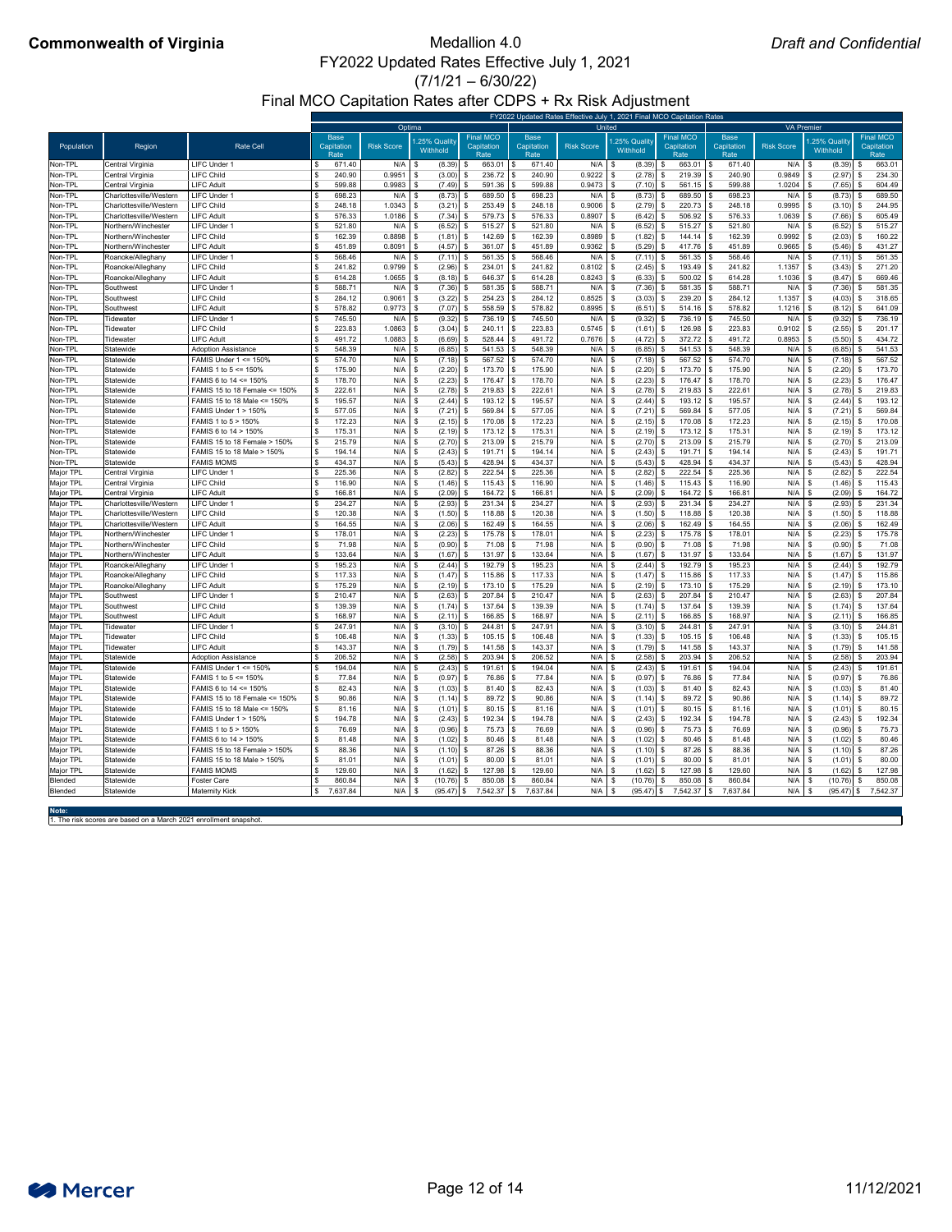**Commonwealth of Virginia** | Medallion 4.0 | *Draft and Confidential*

# Medallion 4.0
## FY2022 Updated Rates Effective July 1, 2021
## (7/1/21 – 6/30/22)
## Final MCO Capitation Rates after CDPS + Rx Risk Adjustment

FY2022 Updated Rates Effective July 1, 2021 Final MCO Capitation Rates

| | | | Optima | | | | United | | | | VA Premier | | | |
|---|---|---|---|---|---|---|---|---|---|---|---|---|---|---|
| Population | Region | Rate Cell | Base Capitation Rate | Risk Score | 1.25% Quality Withhold | Final MCO Capitation Rate | Base Capitation Rate | Risk Score | 1.25% Quality Withhold | Final MCO Capitation Rate | Base Capitation Rate | Risk Score | 1.25% Quality Withhold | Final MCO Capitation Rate |
| Non-TPL | Central Virginia | LIFC Under 1 | $ 671.40 | N/A | $ (8.39) | $ 663.01 | $ 671.40 | N/A | $ (8.39) | $ 663.01 | $ 671.40 | N/A | $ (8.39) | $ 663.01 |
| Non-TPL | Central Virginia | LIFC Child | $ 240.90 | 0.9951 | $ (3.00) | $ 236.72 | $ 240.90 | 0.9222 | $ (2.78) | $ 219.39 | $ 240.90 | 0.9849 | $ (2.97) | $ 234.30 |
| Non-TPL | Central Virginia | LIFC Adult | $ 599.88 | 0.9983 | $ (7.49) | $ 591.36 | $ 599.88 | 0.9473 | $ (7.10) | $ 561.15 | $ 599.88 | 1.0204 | $ (7.65) | $ 604.49 |
| Non-TPL | Charlottesville/Western | LIFC Under 1 | $ 698.23 | N/A | $ (8.73) | $ 689.50 | $ 698.23 | N/A | $ (8.73) | $ 689.50 | $ 698.23 | N/A | $ (8.73) | $ 689.50 |
| Non-TPL | Charlottesville/Western | LIFC Child | $ 248.18 | 1.0343 | $ (3.21) | $ 253.49 | $ 248.18 | 0.9006 | $ (2.79) | $ 220.73 | $ 248.18 | 0.9995 | $ (3.10) | $ 244.95 |
| Non-TPL | Charlottesville/Western | LIFC Adult | $ 576.33 | 1.0186 | $ (7.34) | $ 579.73 | $ 576.33 | 0.8907 | $ (6.42) | $ 506.92 | $ 576.33 | 1.0639 | $ (7.66) | $ 605.49 |
| Non-TPL | Northern/Winchester | LIFC Under 1 | $ 521.80 | N/A | $ (6.52) | $ 515.27 | $ 521.80 | N/A | $ (6.52) | $ 515.27 | $ 521.80 | N/A | $ (6.52) | $ 515.27 |
| Non-TPL | Northern/Winchester | LIFC Child | $ 162.39 | 0.8898 | $ (1.81) | $ 142.69 | $ 162.39 | 0.8989 | $ (1.82) | $ 144.14 | $ 162.39 | 0.9992 | $ (2.03) | $ 160.22 |
| Non-TPL | Northern/Winchester | LIFC Adult | $ 451.89 | 0.8091 | $ (4.57) | $ 361.07 | $ 451.89 | 0.9362 | $ (5.29) | $ 417.76 | $ 451.89 | 0.9665 | $ (5.46) | $ 431.27 |
| Non-TPL | Roanoke/Alleghany | LIFC Under 1 | $ 568.46 | N/A | $ (7.11) | $ 561.35 | $ 568.46 | N/A | $ (7.11) | $ 561.35 | $ 568.46 | N/A | $ (7.11) | $ 561.35 |
| Non-TPL | Roanoke/Alleghany | LIFC Child | $ 241.82 | 0.9799 | $ (2.96) | $ 234.01 | $ 241.82 | 0.8102 | $ (2.45) | $ 193.49 | $ 241.82 | 1.1357 | $ (3.43) | $ 271.20 |
| Non-TPL | Roanoke/Alleghany | LIFC Adult | $ 614.28 | 1.0655 | $ (8.18) | $ 646.37 | $ 614.28 | 0.8243 | $ (6.33) | $ 500.02 | $ 614.28 | 1.1036 | $ (8.47) | $ 669.46 |
| Non-TPL | Southwest | LIFC Under 1 | $ 588.71 | N/A | $ (7.36) | $ 581.35 | $ 588.71 | N/A | $ (7.36) | $ 581.35 | $ 588.71 | N/A | $ (7.36) | $ 581.35 |
| Non-TPL | Southwest | LIFC Child | $ 284.12 | 0.9061 | $ (3.22) | $ 254.23 | $ 284.12 | 0.8525 | $ (3.03) | $ 239.20 | $ 284.12 | 1.1357 | $ (4.03) | $ 318.65 |
| Non-TPL | Southwest | LIFC Adult | $ 578.82 | 0.9773 | $ (7.07) | $ 558.59 | $ 578.82 | 0.8995 | $ (6.51) | $ 514.16 | $ 578.82 | 1.1216 | $ (8.12) | $ 641.09 |
| Non-TPL | Tidewater | LIFC Under 1 | $ 745.50 | N/A | $ (9.32) | $ 736.19 | $ 745.50 | N/A | $ (9.32) | $ 736.19 | $ 745.50 | N/A | $ (9.32) | $ 736.19 |
| Non-TPL | Tidewater | LIFC Child | $ 223.83 | 1.0863 | $ (3.04) | $ 240.11 | $ 223.83 | 0.5745 | $ (1.61) | $ 126.98 | $ 223.83 | 0.9102 | $ (2.55) | $ 201.17 |
| Non-TPL | Tidewater | LIFC Adult | $ 491.72 | 1.0883 | $ (6.69) | $ 528.44 | $ 491.72 | 0.7676 | $ (4.72) | $ 372.72 | $ 491.72 | 0.8953 | $ (5.50) | $ 434.72 |
| Non-TPL | Statewide | Adoption Assistance | $ 548.39 | N/A | $ (6.85) | $ 541.53 | $ 548.39 | N/A | $ (6.85) | $ 541.53 | $ 548.39 | N/A | $ (6.85) | $ 541.53 |
| Non-TPL | Statewide | FAMIS Under 1 <= 150% | $ 574.70 | N/A | $ (7.18) | $ 567.52 | $ 574.70 | N/A | $ (7.18) | $ 567.52 | $ 574.70 | N/A | $ (7.18) | $ 567.52 |
| Non-TPL | Statewide | FAMIS 1 to 5 <= 150% | $ 175.90 | N/A | $ (2.20) | $ 173.70 | $ 175.90 | N/A | $ (2.20) | $ 173.70 | $ 175.90 | N/A | $ (2.20) | $ 173.70 |
| Non-TPL | Statewide | FAMIS 6 to 14 <= 150% | $ 178.70 | N/A | $ (2.23) | $ 176.47 | $ 178.70 | N/A | $ (2.23) | $ 176.47 | $ 178.70 | N/A | $ (2.23) | $ 176.47 |
| Non-TPL | Statewide | FAMIS 15 to 18 Female <= 150% | $ 222.61 | N/A | $ (2.78) | $ 219.83 | $ 222.61 | N/A | $ (2.78) | $ 219.83 | $ 222.61 | N/A | $ (2.78) | $ 219.83 |
| Non-TPL | Statewide | FAMIS 15 to 18 Male <= 150% | $ 195.57 | N/A | $ (2.44) | $ 193.12 | $ 195.57 | N/A | $ (2.44) | $ 193.12 | $ 195.57 | N/A | $ (2.44) | $ 193.12 |
| Non-TPL | Statewide | FAMIS Under 1 > 150% | $ 577.05 | N/A | $ (7.21) | $ 569.84 | $ 577.05 | N/A | $ (7.21) | $ 569.84 | $ 577.05 | N/A | $ (7.21) | $ 569.84 |
| Non-TPL | Statewide | FAMIS 1 to 5 > 150% | $ 172.23 | N/A | $ (2.15) | $ 170.08 | $ 172.23 | N/A | $ (2.15) | $ 170.08 | $ 172.23 | N/A | $ (2.15) | $ 170.08 |
| Non-TPL | Statewide | FAMIS 6 to 14 > 150% | $ 175.31 | N/A | $ (2.19) | $ 173.12 | $ 175.31 | N/A | $ (2.19) | $ 173.12 | $ 175.31 | N/A | $ (2.19) | $ 173.12 |
| Non-TPL | Statewide | FAMIS 15 to 18 Female > 150% | $ 215.79 | N/A | $ (2.70) | $ 213.09 | $ 215.79 | N/A | $ (2.70) | $ 213.09 | $ 215.79 | N/A | $ (2.70) | $ 213.09 |
| Non-TPL | Statewide | FAMIS 15 to 18 Male > 150% | $ 194.14 | N/A | $ (2.43) | $ 191.71 | $ 194.14 | N/A | $ (2.43) | $ 191.71 | $ 194.14 | N/A | $ (2.43) | $ 191.71 |
| Non-TPL | Statewide | FAMIS MOMS | $ 434.37 | N/A | $ (5.43) | $ 428.94 | $ 434.37 | N/A | $ (5.43) | $ 428.94 | $ 434.37 | N/A | $ (5.43) | $ 428.94 |
| Major TPL | Central Virginia | LIFC Under 1 | $ 225.36 | N/A | $ (2.82) | $ 222.54 | $ 225.36 | N/A | $ (2.82) | $ 222.54 | $ 225.36 | N/A | $ (2.82) | $ 222.54 |
| Major TPL | Central Virginia | LIFC Child | $ 116.90 | N/A | $ (1.46) | $ 115.43 | $ 116.90 | N/A | $ (1.46) | $ 115.43 | $ 116.90 | N/A | $ (1.46) | $ 115.43 |
| Major TPL | Central Virginia | LIFC Adult | $ 166.81 | N/A | $ (2.09) | $ 164.72 | $ 166.81 | N/A | $ (2.09) | $ 164.72 | $ 166.81 | N/A | $ (2.09) | $ 164.72 |
| Major TPL | Charlottesville/Western | LIFC Under 1 | $ 234.27 | N/A | $ (2.93) | $ 231.34 | $ 234.27 | N/A | $ (2.93) | $ 231.34 | $ 234.27 | N/A | $ (2.93) | $ 231.34 |
| Major TPL | Charlottesville/Western | LIFC Child | $ 120.38 | N/A | $ (1.50) | $ 118.88 | $ 120.38 | N/A | $ (1.50) | $ 118.88 | $ 120.38 | N/A | $ (1.50) | $ 118.88 |
| Major TPL | Charlottesville/Western | LIFC Adult | $ 164.55 | N/A | $ (2.06) | $ 162.49 | $ 164.55 | N/A | $ (2.06) | $ 162.49 | $ 164.55 | N/A | $ (2.06) | $ 162.49 |
| Major TPL | Northern/Winchester | LIFC Under 1 | $ 178.01 | N/A | $ (2.23) | $ 175.78 | $ 178.01 | N/A | $ (2.23) | $ 175.78 | $ 178.01 | N/A | $ (2.23) | $ 175.78 |
| Major TPL | Northern/Winchester | LIFC Child | $ 71.98 | N/A | $ (0.90) | $ 71.08 | $ 71.98 | N/A | $ (0.90) | $ 71.08 | $ 71.98 | N/A | $ (0.90) | $ 71.08 |
| Major TPL | Northern/Winchester | LIFC Adult | $ 133.64 | N/A | $ (1.67) | $ 131.97 | $ 133.64 | N/A | $ (1.67) | $ 131.97 | $ 133.64 | N/A | $ (1.67) | $ 131.97 |
| Major TPL | Roanoke/Alleghany | LIFC Under 1 | $ 195.23 | N/A | $ (2.44) | $ 192.79 | $ 195.23 | N/A | $ (2.44) | $ 192.79 | $ 195.23 | N/A | $ (2.44) | $ 192.79 |
| Major TPL | Roanoke/Alleghany | LIFC Child | $ 117.33 | N/A | $ (1.47) | $ 115.86 | $ 117.33 | N/A | $ (1.47) | $ 115.86 | $ 117.33 | N/A | $ (1.47) | $ 115.86 |
| Major TPL | Roanoke/Alleghany | LIFC Adult | $ 175.29 | N/A | $ (2.19) | $ 173.10 | $ 175.29 | N/A | $ (2.19) | $ 173.10 | $ 175.29 | N/A | $ (2.19) | $ 173.10 |
| Major TPL | Southwest | LIFC Under 1 | $ 210.47 | N/A | $ (2.63) | $ 207.84 | $ 210.47 | N/A | $ (2.63) | $ 207.84 | $ 210.47 | N/A | $ (2.63) | $ 207.84 |
| Major TPL | Southwest | LIFC Child | $ 139.39 | N/A | $ (1.74) | $ 137.64 | $ 139.39 | N/A | $ (1.74) | $ 137.64 | $ 139.39 | N/A | $ (1.74) | $ 137.64 |
| Major TPL | Southwest | LIFC Adult | $ 168.97 | N/A | $ (2.11) | $ 166.85 | $ 168.97 | N/A | $ (2.11) | $ 166.85 | $ 168.97 | N/A | $ (2.11) | $ 166.85 |
| Major TPL | Tidewater | LIFC Under 1 | $ 247.91 | N/A | $ (3.10) | $ 244.81 | $ 247.91 | N/A | $ (3.10) | $ 244.81 | $ 247.91 | N/A | $ (3.10) | $ 244.81 |
| Major TPL | Tidewater | LIFC Child | $ 106.48 | N/A | $ (1.33) | $ 105.15 | $ 106.48 | N/A | $ (1.33) | $ 105.15 | $ 106.48 | N/A | $ (1.33) | $ 105.15 |
| Major TPL | Tidewater | LIFC Adult | $ 143.37 | N/A | $ (1.79) | $ 141.58 | $ 143.37 | N/A | $ (1.79) | $ 141.58 | $ 143.37 | N/A | $ (1.79) | $ 141.58 |
| Major TPL | Statewide | Adoption Assistance | $ 206.52 | N/A | $ (2.58) | $ 203.94 | $ 206.52 | N/A | $ (2.58) | $ 203.94 | $ 206.52 | N/A | $ (2.58) | $ 203.94 |
| Major TPL | Statewide | FAMIS Under 1 <= 150% | $ 194.04 | N/A | $ (2.43) | $ 191.61 | $ 194.04 | N/A | $ (2.43) | $ 191.61 | $ 194.04 | N/A | $ (2.43) | $ 191.61 |
| Major TPL | Statewide | FAMIS 1 to 5 <= 150% | $ 77.84 | N/A | $ (0.97) | $ 76.86 | $ 77.84 | N/A | $ (0.97) | $ 76.86 | $ 77.84 | N/A | $ (0.97) | $ 76.86 |
| Major TPL | Statewide | FAMIS 6 to 14 <= 150% | $ 82.43 | N/A | $ (1.03) | $ 81.40 | $ 82.43 | N/A | $ (1.03) | $ 81.40 | $ 82.43 | N/A | $ (1.03) | $ 81.40 |
| Major TPL | Statewide | FAMIS 15 to 18 Female <= 150% | $ 90.86 | N/A | $ (1.14) | $ 89.72 | $ 90.86 | N/A | $ (1.14) | $ 89.72 | $ 90.86 | N/A | $ (1.14) | $ 89.72 |
| Major TPL | Statewide | FAMIS 15 to 18 Male <= 150% | $ 81.16 | N/A | $ (1.01) | $ 80.15 | $ 81.16 | N/A | $ (1.01) | $ 80.15 | $ 81.16 | N/A | $ (1.01) | $ 80.15 |
| Major TPL | Statewide | FAMIS Under 1 > 150% | $ 194.78 | N/A | $ (2.43) | $ 192.34 | $ 194.78 | N/A | $ (2.43) | $ 192.34 | $ 194.78 | N/A | $ (2.43) | $ 192.34 |
| Major TPL | Statewide | FAMIS 1 to 5 > 150% | $ 76.69 | N/A | $ (0.96) | $ 75.73 | $ 76.69 | N/A | $ (0.96) | $ 75.73 | $ 76.69 | N/A | $ (0.96) | $ 75.73 |
| Major TPL | Statewide | FAMIS 6 to 14 > 150% | $ 81.48 | N/A | $ (1.02) | $ 80.46 | $ 81.48 | N/A | $ (1.02) | $ 80.46 | $ 81.48 | N/A | $ (1.02) | $ 80.46 |
| Major TPL | Statewide | FAMIS 15 to 18 Female > 150% | $ 88.36 | N/A | $ (1.10) | $ 87.26 | $ 88.36 | N/A | $ (1.10) | $ 87.26 | $ 88.36 | N/A | $ (1.10) | $ 87.26 |
| Major TPL | Statewide | FAMIS 15 to 18 Male > 150% | $ 81.01 | N/A | $ (1.01) | $ 80.00 | $ 81.01 | N/A | $ (1.01) | $ 80.00 | $ 81.01 | N/A | $ (1.01) | $ 80.00 |
| Major TPL | Statewide | FAMIS MOMS | $ 129.60 | N/A | $ (1.62) | $ 127.98 | $ 129.60 | N/A | $ (1.62) | $ 127.98 | $ 129.60 | N/A | $ (1.62) | $ 127.98 |
| Blended | Statewide | Foster Care | $ 860.84 | N/A | $ (10.76) | $ 850.08 | $ 860.84 | N/A | $ (10.76) | $ 850.08 | $ 860.84 | N/A | $ (10.76) | $ 850.08 |
| Blended | Statewide | Maternity Kick | $ 7,637.84 | N/A | $ (95.47) | $ 7,542.37 | $ 7,637.84 | N/A | $ (95.47) | $ 7,542.37 | $ 7,637.84 | N/A | $ (95.47) | $ 7,542.37 |

**Note:**
1. The risk scores are based on a March 2021 enrollment snapshot.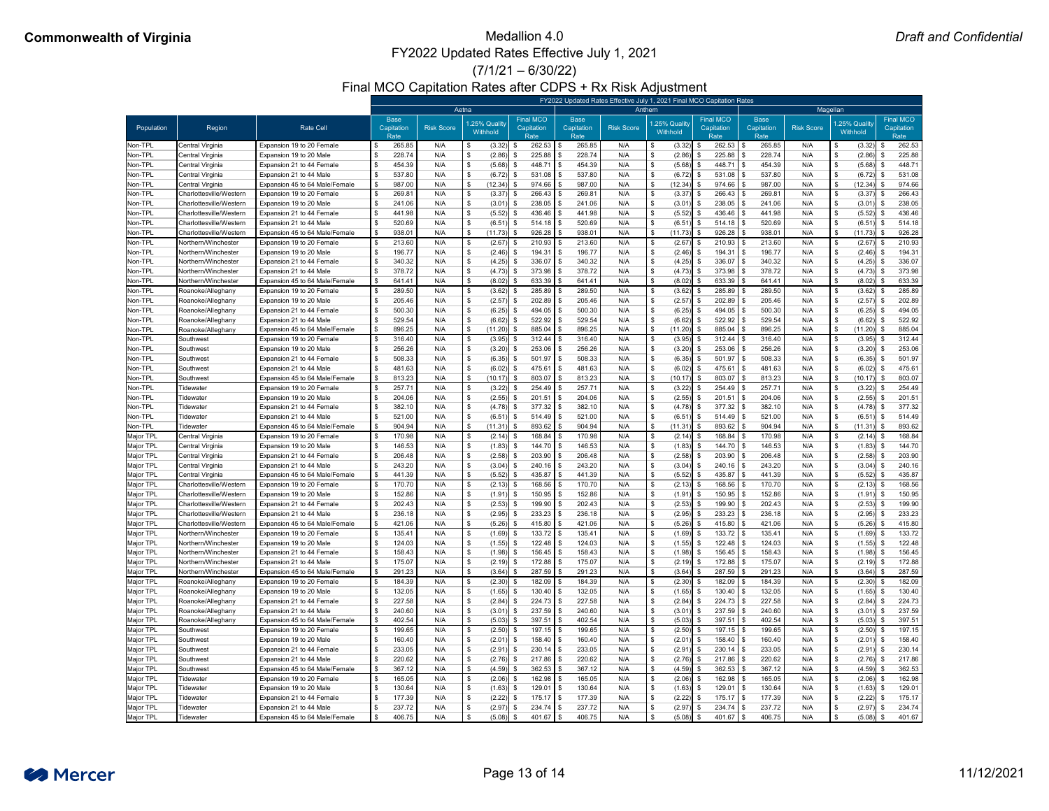# Commonwealth of Virginia

*Draft and Confidential*

## Medallion 4.0
## FY2022 Updated Rates Effective July 1, 2021
## (7/1/21 – 6/30/22)
## Final MCO Capitation Rates after CDPS + Rx Risk Adjustment

| | | | FY2022 Updated Rates Effective July 1, 2021 Final MCO Capitation Rates | | | | | | | | | | | |
|---|---|---|---|---|---|---|---|---|---|---|---|---|---|---|
| | | | Aetna | | | | Anthem | | | | Magellan | | | |
| Population | Region | Rate Cell | Base Capitation Rate | Risk Score | 1.25% Quality Withhold | Final MCO Capitation Rate | Base Capitation Rate | Risk Score | 1.25% Quality Withhold | Final MCO Capitation Rate | Base Capitation Rate | Risk Score | 1.25% Quality Withhold | Final MCO Capitation Rate |
| Non-TPL | Central Virginia | Expansion 19 to 20 Female | $ 265.85 | N/A | $ (3.32) | $ 262.53 | $ 265.85 | N/A | $ (3.32) | $ 262.53 | $ 265.85 | N/A | $ (3.32) | $ 262.53 |
| Non-TPL | Central Virginia | Expansion 19 to 20 Male | $ 228.74 | N/A | $ (2.86) | $ 225.88 | $ 228.74 | N/A | $ (2.86) | $ 225.88 | $ 228.74 | N/A | $ (2.86) | $ 225.88 |
| Non-TPL | Central Virginia | Expansion 21 to 44 Female | $ 454.39 | N/A | $ (5.68) | $ 448.71 | $ 454.39 | N/A | $ (5.68) | $ 448.71 | $ 454.39 | N/A | $ (5.68) | $ 448.71 |
| Non-TPL | Central Virginia | Expansion 21 to 44 Male | $ 537.80 | N/A | $ (6.72) | $ 531.08 | $ 537.80 | N/A | $ (6.72) | $ 531.08 | $ 537.80 | N/A | $ (6.72) | $ 531.08 |
| Non-TPL | Central Virginia | Expansion 45 to 64 Male/Female | $ 987.00 | N/A | $ (12.34) | $ 974.66 | $ 987.00 | N/A | $ (12.34) | $ 974.66 | $ 987.00 | N/A | $ (12.34) | $ 974.66 |
| Non-TPL | Charlottesville/Western | Expansion 19 to 20 Female | $ 269.81 | N/A | $ (3.37) | $ 266.43 | $ 269.81 | N/A | $ (3.37) | $ 266.43 | $ 269.81 | N/A | $ (3.37) | $ 266.43 |
| Non-TPL | Charlottesville/Western | Expansion 19 to 20 Male | $ 241.06 | N/A | $ (3.01) | $ 238.05 | $ 241.06 | N/A | $ (3.01) | $ 238.05 | $ 241.06 | N/A | $ (3.01) | $ 238.05 |
| Non-TPL | Charlottesville/Western | Expansion 21 to 44 Female | $ 441.98 | N/A | $ (5.52) | $ 436.46 | $ 441.98 | N/A | $ (5.52) | $ 436.46 | $ 441.98 | N/A | $ (5.52) | $ 436.46 |
| Non-TPL | Charlottesville/Western | Expansion 21 to 44 Male | $ 520.69 | N/A | $ (6.51) | $ 514.18 | $ 520.69 | N/A | $ (6.51) | $ 514.18 | $ 520.69 | N/A | $ (6.51) | $ 514.18 |
| Non-TPL | Charlottesville/Western | Expansion 45 to 64 Male/Female | $ 938.01 | N/A | $ (11.73) | $ 926.28 | $ 938.01 | N/A | $ (11.73) | $ 926.28 | $ 938.01 | N/A | $ (11.73) | $ 926.28 |
| Non-TPL | Northern/Winchester | Expansion 19 to 20 Female | $ 213.60 | N/A | $ (2.67) | $ 210.93 | $ 213.60 | N/A | $ (2.67) | $ 210.93 | $ 213.60 | N/A | $ (2.67) | $ 210.93 |
| Non-TPL | Northern/Winchester | Expansion 19 to 20 Male | $ 196.77 | N/A | $ (2.46) | $ 194.31 | $ 196.77 | N/A | $ (2.46) | $ 194.31 | $ 196.77 | N/A | $ (2.46) | $ 194.31 |
| Non-TPL | Northern/Winchester | Expansion 21 to 44 Female | $ 340.32 | N/A | $ (4.25) | $ 336.07 | $ 340.32 | N/A | $ (4.25) | $ 336.07 | $ 340.32 | N/A | $ (4.25) | $ 336.07 |
| Non-TPL | Northern/Winchester | Expansion 21 to 44 Male | $ 378.72 | N/A | $ (4.73) | $ 373.98 | $ 378.72 | N/A | $ (4.73) | $ 373.98 | $ 378.72 | N/A | $ (4.73) | $ 373.98 |
| Non-TPL | Northern/Winchester | Expansion 45 to 64 Male/Female | $ 641.41 | N/A | $ (8.02) | $ 633.39 | $ 641.41 | N/A | $ (8.02) | $ 633.39 | $ 641.41 | N/A | $ (8.02) | $ 633.39 |
| Non-TPL | Roanoke/Alleghany | Expansion 19 to 20 Female | $ 289.50 | N/A | $ (3.62) | $ 285.89 | $ 289.50 | N/A | $ (3.62) | $ 285.89 | $ 289.50 | N/A | $ (3.62) | $ 285.89 |
| Non-TPL | Roanoke/Alleghany | Expansion 19 to 20 Male | $ 205.46 | N/A | $ (2.57) | $ 202.89 | $ 205.46 | N/A | $ (2.57) | $ 202.89 | $ 205.46 | N/A | $ (2.57) | $ 202.89 |
| Non-TPL | Roanoke/Alleghany | Expansion 21 to 44 Female | $ 500.30 | N/A | $ (6.25) | $ 494.05 | $ 500.30 | N/A | $ (6.25) | $ 494.05 | $ 500.30 | N/A | $ (6.25) | $ 494.05 |
| Non-TPL | Roanoke/Alleghany | Expansion 21 to 44 Male | $ 529.54 | N/A | $ (6.62) | $ 522.92 | $ 529.54 | N/A | $ (6.62) | $ 522.92 | $ 529.54 | N/A | $ (6.62) | $ 522.92 |
| Non-TPL | Roanoke/Alleghany | Expansion 45 to 64 Male/Female | $ 896.25 | N/A | $ (11.20) | $ 885.04 | $ 896.25 | N/A | $ (11.20) | $ 885.04 | $ 896.25 | N/A | $ (11.20) | $ 885.04 |
| Non-TPL | Southwest | Expansion 19 to 20 Female | $ 316.40 | N/A | $ (3.95) | $ 312.44 | $ 316.40 | N/A | $ (3.95) | $ 312.44 | $ 316.40 | N/A | $ (3.95) | $ 312.44 |
| Non-TPL | Southwest | Expansion 19 to 20 Male | $ 256.26 | N/A | $ (3.20) | $ 253.06 | $ 256.26 | N/A | $ (3.20) | $ 253.06 | $ 256.26 | N/A | $ (3.20) | $ 253.06 |
| Non-TPL | Southwest | Expansion 21 to 44 Female | $ 508.33 | N/A | $ (6.35) | $ 501.97 | $ 508.33 | N/A | $ (6.35) | $ 501.97 | $ 508.33 | N/A | $ (6.35) | $ 501.97 |
| Non-TPL | Southwest | Expansion 21 to 44 Male | $ 481.63 | N/A | $ (6.02) | $ 475.61 | $ 481.63 | N/A | $ (6.02) | $ 475.61 | $ 481.63 | N/A | $ (6.02) | $ 475.61 |
| Non-TPL | Southwest | Expansion 45 to 64 Male/Female | $ 813.23 | N/A | $ (10.17) | $ 803.07 | $ 813.23 | N/A | $ (10.17) | $ 803.07 | $ 813.23 | N/A | $ (10.17) | $ 803.07 |
| Non-TPL | Tidewater | Expansion 19 to 20 Female | $ 257.71 | N/A | $ (3.22) | $ 254.49 | $ 257.71 | N/A | $ (3.22) | $ 254.49 | $ 257.71 | N/A | $ (3.22) | $ 254.49 |
| Non-TPL | Tidewater | Expansion 19 to 20 Male | $ 204.06 | N/A | $ (2.55) | $ 201.51 | $ 204.06 | N/A | $ (2.55) | $ 201.51 | $ 204.06 | N/A | $ (2.55) | $ 201.51 |
| Non-TPL | Tidewater | Expansion 21 to 44 Female | $ 382.10 | N/A | $ (4.78) | $ 377.32 | $ 382.10 | N/A | $ (4.78) | $ 377.32 | $ 382.10 | N/A | $ (4.78) | $ 377.32 |
| Non-TPL | Tidewater | Expansion 21 to 44 Male | $ 521.00 | N/A | $ (6.51) | $ 514.49 | $ 521.00 | N/A | $ (6.51) | $ 514.49 | $ 521.00 | N/A | $ (6.51) | $ 514.49 |
| Non-TPL | Tidewater | Expansion 45 to 64 Male/Female | $ 904.94 | N/A | $ (11.31) | $ 893.62 | $ 904.94 | N/A | $ (11.31) | $ 893.62 | $ 904.94 | N/A | $ (11.31) | $ 893.62 |
| Major TPL | Central Virginia | Expansion 19 to 20 Female | $ 170.98 | N/A | $ (2.14) | $ 168.84 | $ 170.98 | N/A | $ (2.14) | $ 168.84 | $ 170.98 | N/A | $ (2.14) | $ 168.84 |
| Major TPL | Central Virginia | Expansion 19 to 20 Male | $ 146.53 | N/A | $ (1.83) | $ 144.70 | $ 146.53 | N/A | $ (1.83) | $ 144.70 | $ 146.53 | N/A | $ (1.83) | $ 144.70 |
| Major TPL | Central Virginia | Expansion 21 to 44 Female | $ 206.48 | N/A | $ (2.58) | $ 203.90 | $ 206.48 | N/A | $ (2.58) | $ 203.90 | $ 206.48 | N/A | $ (2.58) | $ 203.90 |
| Major TPL | Central Virginia | Expansion 21 to 44 Male | $ 243.20 | N/A | $ (3.04) | $ 240.16 | $ 243.20 | N/A | $ (3.04) | $ 240.16 | $ 243.20 | N/A | $ (3.04) | $ 240.16 |
| Major TPL | Central Virginia | Expansion 45 to 64 Male/Female | $ 441.39 | N/A | $ (5.52) | $ 435.87 | $ 441.39 | N/A | $ (5.52) | $ 435.87 | $ 441.39 | N/A | $ (5.52) | $ 435.87 |
| Major TPL | Charlottesville/Western | Expansion 19 to 20 Female | $ 170.70 | N/A | $ (2.13) | $ 168.56 | $ 170.70 | N/A | $ (2.13) | $ 168.56 | $ 170.70 | N/A | $ (2.13) | $ 168.56 |
| Major TPL | Charlottesville/Western | Expansion 19 to 20 Male | $ 152.86 | N/A | $ (1.91) | $ 150.95 | $ 152.86 | N/A | $ (1.91) | $ 150.95 | $ 152.86 | N/A | $ (1.91) | $ 150.95 |
| Major TPL | Charlottesville/Western | Expansion 21 to 44 Female | $ 202.43 | N/A | $ (2.53) | $ 199.90 | $ 202.43 | N/A | $ (2.53) | $ 199.90 | $ 202.43 | N/A | $ (2.53) | $ 199.90 |
| Major TPL | Charlottesville/Western | Expansion 21 to 44 Male | $ 236.18 | N/A | $ (2.95) | $ 233.23 | $ 236.18 | N/A | $ (2.95) | $ 233.23 | $ 236.18 | N/A | $ (2.95) | $ 233.23 |
| Major TPL | Charlottesville/Western | Expansion 45 to 64 Male/Female | $ 421.06 | N/A | $ (5.26) | $ 415.80 | $ 421.06 | N/A | $ (5.26) | $ 415.80 | $ 421.06 | N/A | $ (5.26) | $ 415.80 |
| Major TPL | Northern/Winchester | Expansion 19 to 20 Female | $ 135.41 | N/A | $ (1.69) | $ 133.72 | $ 135.41 | N/A | $ (1.69) | $ 133.72 | $ 135.41 | N/A | $ (1.69) | $ 133.72 |
| Major TPL | Northern/Winchester | Expansion 19 to 20 Male | $ 124.03 | N/A | $ (1.55) | $ 122.48 | $ 124.03 | N/A | $ (1.55) | $ 122.48 | $ 124.03 | N/A | $ (1.55) | $ 122.48 |
| Major TPL | Northern/Winchester | Expansion 21 to 44 Female | $ 158.43 | N/A | $ (1.98) | $ 156.45 | $ 158.43 | N/A | $ (1.98) | $ 156.45 | $ 158.43 | N/A | $ (1.98) | $ 156.45 |
| Major TPL | Northern/Winchester | Expansion 21 to 44 Male | $ 175.07 | N/A | $ (2.19) | $ 172.88 | $ 175.07 | N/A | $ (2.19) | $ 172.88 | $ 175.07 | N/A | $ (2.19) | $ 172.88 |
| Major TPL | Northern/Winchester | Expansion 45 to 64 Male/Female | $ 291.23 | N/A | $ (3.64) | $ 287.59 | $ 291.23 | N/A | $ (3.64) | $ 287.59 | $ 291.23 | N/A | $ (3.64) | $ 287.59 |
| Major TPL | Roanoke/Alleghany | Expansion 19 to 20 Female | $ 184.39 | N/A | $ (2.30) | $ 182.09 | $ 184.39 | N/A | $ (2.30) | $ 182.09 | $ 184.39 | N/A | $ (2.30) | $ 182.09 |
| Major TPL | Roanoke/Alleghany | Expansion 19 to 20 Male | $ 132.05 | N/A | $ (1.65) | $ 130.40 | $ 132.05 | N/A | $ (1.65) | $ 130.40 | $ 132.05 | N/A | $ (1.65) | $ 130.40 |
| Major TPL | Roanoke/Alleghany | Expansion 21 to 44 Female | $ 227.58 | N/A | $ (2.84) | $ 224.73 | $ 227.58 | N/A | $ (2.84) | $ 224.73 | $ 227.58 | N/A | $ (2.84) | $ 224.73 |
| Major TPL | Roanoke/Alleghany | Expansion 21 to 44 Male | $ 240.60 | N/A | $ (3.01) | $ 237.59 | $ 240.60 | N/A | $ (3.01) | $ 237.59 | $ 240.60 | N/A | $ (3.01) | $ 237.59 |
| Major TPL | Roanoke/Alleghany | Expansion 45 to 64 Male/Female | $ 402.54 | N/A | $ (5.03) | $ 397.51 | $ 402.54 | N/A | $ (5.03) | $ 397.51 | $ 402.54 | N/A | $ (5.03) | $ 397.51 |
| Major TPL | Southwest | Expansion 19 to 20 Female | $ 199.65 | N/A | $ (2.50) | $ 197.15 | $ 199.65 | N/A | $ (2.50) | $ 197.15 | $ 199.65 | N/A | $ (2.50) | $ 197.15 |
| Major TPL | Southwest | Expansion 19 to 20 Male | $ 160.40 | N/A | $ (2.01) | $ 158.40 | $ 160.40 | N/A | $ (2.01) | $ 158.40 | $ 160.40 | N/A | $ (2.01) | $ 158.40 |
| Major TPL | Southwest | Expansion 21 to 44 Female | $ 233.05 | N/A | $ (2.91) | $ 230.14 | $ 233.05 | N/A | $ (2.91) | $ 230.14 | $ 233.05 | N/A | $ (2.91) | $ 230.14 |
| Major TPL | Southwest | Expansion 21 to 44 Male | $ 220.62 | N/A | $ (2.76) | $ 217.86 | $ 220.62 | N/A | $ (2.76) | $ 217.86 | $ 220.62 | N/A | $ (2.76) | $ 217.86 |
| Major TPL | Southwest | Expansion 45 to 64 Male/Female | $ 367.12 | N/A | $ (4.59) | $ 362.53 | $ 367.12 | N/A | $ (4.59) | $ 362.53 | $ 367.12 | N/A | $ (4.59) | $ 362.53 |
| Major TPL | Tidewater | Expansion 19 to 20 Female | $ 165.05 | N/A | $ (2.06) | $ 162.98 | $ 165.05 | N/A | $ (2.06) | $ 162.98 | $ 165.05 | N/A | $ (2.06) | $ 162.98 |
| Major TPL | Tidewater | Expansion 19 to 20 Male | $ 130.64 | N/A | $ (1.63) | $ 129.01 | $ 130.64 | N/A | $ (1.63) | $ 129.01 | $ 130.64 | N/A | $ (1.63) | $ 129.01 |
| Major TPL | Tidewater | Expansion 21 to 44 Female | $ 177.39 | N/A | $ (2.22) | $ 175.17 | $ 177.39 | N/A | $ (2.22) | $ 175.17 | $ 177.39 | N/A | $ (2.22) | $ 175.17 |
| Major TPL | Tidewater | Expansion 21 to 44 Male | $ 237.72 | N/A | $ (2.97) | $ 234.74 | $ 237.72 | N/A | $ (2.97) | $ 234.74 | $ 237.72 | N/A | $ (2.97) | $ 234.74 |
| Major TPL | Tidewater | Expansion 45 to 64 Male/Female | $ 406.75 | N/A | $ (5.08) | $ 401.67 | $ 406.75 | N/A | $ (5.08) | $ 401.67 | $ 406.75 | N/A | $ (5.08) | $ 401.67 |

11/12/2021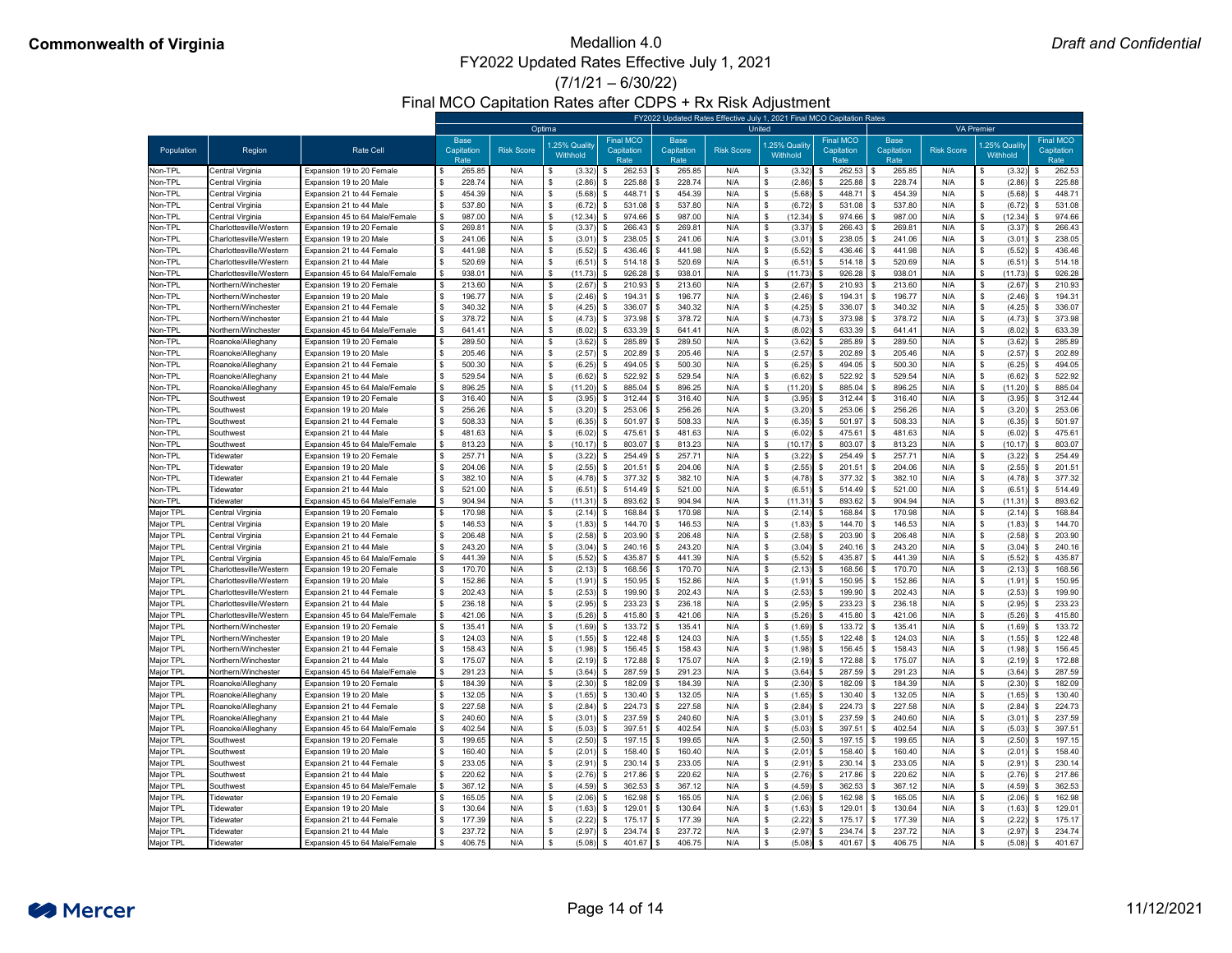Commonwealth of Virginia

*Draft and Confidential*

# Medallion 4.0
## FY2022 Updated Rates Effective July 1, 2021
## (7/1/21 – 6/30/22)
## Final MCO Capitation Rates after CDPS + Rx Risk Adjustment

| | | | FY2022 Updated Rates Effective July 1, 2021 Final MCO Capitation Rates | | | | | | | | | | | |
|---|---|---|---|---|---|---|---|---|---|---|---|---|---|---|
| | | | Optima | | | | United | | | | VA Premier | | | |
| Population | Region | Rate Cell | Base Capitation Rate | Risk Score | 1.25% Quality Withhold | Final MCO Capitation Rate | Base Capitation Rate | Risk Score | 1.25% Quality Withhold | Final MCO Capitation Rate | Base Capitation Rate | Risk Score | 1.25% Quality Withhold | Final MCO Capitation Rate |
| Non-TPL | Central Virginia | Expansion 19 to 20 Female | $ 265.85 | N/A | $ (3.32) | $ 262.53 | $ 265.85 | N/A | $ (3.32) | $ 262.53 | $ 265.85 | N/A | $ (3.32) | $ 262.53 |
| Non-TPL | Central Virginia | Expansion 19 to 20 Male | $ 228.74 | N/A | $ (2.86) | $ 225.88 | $ 228.74 | N/A | $ (2.86) | $ 225.88 | $ 228.74 | N/A | $ (2.86) | $ 225.88 |
| Non-TPL | Central Virginia | Expansion 21 to 44 Female | $ 454.39 | N/A | $ (5.68) | $ 448.71 | $ 454.39 | N/A | $ (5.68) | $ 448.71 | $ 454.39 | N/A | $ (5.68) | $ 448.71 |
| Non-TPL | Central Virginia | Expansion 21 to 44 Male | $ 537.80 | N/A | $ (6.72) | $ 531.08 | $ 537.80 | N/A | $ (6.72) | $ 531.08 | $ 537.80 | N/A | $ (6.72) | $ 531.08 |
| Non-TPL | Central Virginia | Expansion 45 to 64 Male/Female | $ 987.00 | N/A | $ (12.34) | $ 974.66 | $ 987.00 | N/A | $ (12.34) | $ 974.66 | $ 987.00 | N/A | $ (12.34) | $ 974.66 |
| Non-TPL | Charlottesville/Western | Expansion 19 to 20 Female | $ 269.81 | N/A | $ (3.37) | $ 266.43 | $ 269.81 | N/A | $ (3.37) | $ 266.43 | $ 269.81 | N/A | $ (3.37) | $ 266.43 |
| Non-TPL | Charlottesville/Western | Expansion 19 to 20 Male | $ 241.06 | N/A | $ (3.01) | $ 238.05 | $ 241.06 | N/A | $ (3.01) | $ 238.05 | $ 241.06 | N/A | $ (3.01) | $ 238.05 |
| Non-TPL | Charlottesville/Western | Expansion 21 to 44 Female | $ 441.98 | N/A | $ (5.52) | $ 436.46 | $ 441.98 | N/A | $ (5.52) | $ 436.46 | $ 441.98 | N/A | $ (5.52) | $ 436.46 |
| Non-TPL | Charlottesville/Western | Expansion 21 to 44 Male | $ 520.69 | N/A | $ (6.51) | $ 514.18 | $ 520.69 | N/A | $ (6.51) | $ 514.18 | $ 520.69 | N/A | $ (6.51) | $ 514.18 |
| Non-TPL | Charlottesville/Western | Expansion 45 to 64 Male/Female | $ 938.01 | N/A | $ (11.73) | $ 926.28 | $ 938.01 | N/A | $ (11.73) | $ 926.28 | $ 938.01 | N/A | $ (11.73) | $ 926.28 |
| Non-TPL | Northern/Winchester | Expansion 19 to 20 Female | $ 213.60 | N/A | $ (2.67) | $ 210.93 | $ 213.60 | N/A | $ (2.67) | $ 210.93 | $ 213.60 | N/A | $ (2.67) | $ 210.93 |
| Non-TPL | Northern/Winchester | Expansion 19 to 20 Male | $ 196.77 | N/A | $ (2.46) | $ 194.31 | $ 196.77 | N/A | $ (2.46) | $ 194.31 | $ 196.77 | N/A | $ (2.46) | $ 194.31 |
| Non-TPL | Northern/Winchester | Expansion 21 to 44 Female | $ 340.32 | N/A | $ (4.25) | $ 336.07 | $ 340.32 | N/A | $ (4.25) | $ 336.07 | $ 340.32 | N/A | $ (4.25) | $ 336.07 |
| Non-TPL | Northern/Winchester | Expansion 21 to 44 Male | $ 378.72 | N/A | $ (4.73) | $ 373.98 | $ 378.72 | N/A | $ (4.73) | $ 373.98 | $ 378.72 | N/A | $ (4.73) | $ 373.98 |
| Non-TPL | Northern/Winchester | Expansion 45 to 64 Male/Female | $ 641.41 | N/A | $ (8.02) | $ 633.39 | $ 641.41 | N/A | $ (8.02) | $ 633.39 | $ 641.41 | N/A | $ (8.02) | $ 633.39 |
| Non-TPL | Roanoke/Alleghany | Expansion 19 to 20 Female | $ 289.50 | N/A | $ (3.62) | $ 285.89 | $ 289.50 | N/A | $ (3.62) | $ 285.89 | $ 289.50 | N/A | $ (3.62) | $ 285.89 |
| Non-TPL | Roanoke/Alleghany | Expansion 19 to 20 Male | $ 205.46 | N/A | $ (2.57) | $ 202.89 | $ 205.46 | N/A | $ (2.57) | $ 202.89 | $ 205.46 | N/A | $ (2.57) | $ 202.89 |
| Non-TPL | Roanoke/Alleghany | Expansion 21 to 44 Female | $ 500.30 | N/A | $ (6.25) | $ 494.05 | $ 500.30 | N/A | $ (6.25) | $ 494.05 | $ 500.30 | N/A | $ (6.25) | $ 494.05 |
| Non-TPL | Roanoke/Alleghany | Expansion 21 to 44 Male | $ 529.54 | N/A | $ (6.62) | $ 522.92 | $ 529.54 | N/A | $ (6.62) | $ 522.92 | $ 529.54 | N/A | $ (6.62) | $ 522.92 |
| Non-TPL | Roanoke/Alleghany | Expansion 45 to 64 Male/Female | $ 896.25 | N/A | $ (11.20) | $ 885.04 | $ 896.25 | N/A | $ (11.20) | $ 885.04 | $ 896.25 | N/A | $ (11.20) | $ 885.04 |
| Non-TPL | Southwest | Expansion 19 to 20 Female | $ 316.40 | N/A | $ (3.95) | $ 312.44 | $ 316.40 | N/A | $ (3.95) | $ 312.44 | $ 316.40 | N/A | $ (3.95) | $ 312.44 |
| Non-TPL | Southwest | Expansion 19 to 20 Male | $ 256.26 | N/A | $ (3.20) | $ 253.06 | $ 256.26 | N/A | $ (3.20) | $ 253.06 | $ 256.26 | N/A | $ (3.20) | $ 253.06 |
| Non-TPL | Southwest | Expansion 21 to 44 Female | $ 508.33 | N/A | $ (6.35) | $ 501.97 | $ 508.33 | N/A | $ (6.35) | $ 501.97 | $ 508.33 | N/A | $ (6.35) | $ 501.97 |
| Non-TPL | Southwest | Expansion 21 to 44 Male | $ 481.63 | N/A | $ (6.02) | $ 475.61 | $ 481.63 | N/A | $ (6.02) | $ 475.61 | $ 481.63 | N/A | $ (6.02) | $ 475.61 |
| Non-TPL | Southwest | Expansion 45 to 64 Male/Female | $ 813.23 | N/A | $ (10.17) | $ 803.07 | $ 813.23 | N/A | $ (10.17) | $ 803.07 | $ 813.23 | N/A | $ (10.17) | $ 803.07 |
| Non-TPL | Tidewater | Expansion 19 to 20 Female | $ 257.71 | N/A | $ (3.22) | $ 254.49 | $ 257.71 | N/A | $ (3.22) | $ 254.49 | $ 257.71 | N/A | $ (3.22) | $ 254.49 |
| Non-TPL | Tidewater | Expansion 19 to 20 Male | $ 204.06 | N/A | $ (2.55) | $ 201.51 | $ 204.06 | N/A | $ (2.55) | $ 201.51 | $ 204.06 | N/A | $ (2.55) | $ 201.51 |
| Non-TPL | Tidewater | Expansion 21 to 44 Female | $ 382.10 | N/A | $ (4.78) | $ 377.32 | $ 382.10 | N/A | $ (4.78) | $ 377.32 | $ 382.10 | N/A | $ (4.78) | $ 377.32 |
| Non-TPL | Tidewater | Expansion 21 to 44 Male | $ 521.00 | N/A | $ (6.51) | $ 514.49 | $ 521.00 | N/A | $ (6.51) | $ 514.49 | $ 521.00 | N/A | $ (6.51) | $ 514.49 |
| Non-TPL | Tidewater | Expansion 45 to 64 Male/Female | $ 904.94 | N/A | $ (11.31) | $ 893.62 | $ 904.94 | N/A | $ (11.31) | $ 893.62 | $ 904.94 | N/A | $ (11.31) | $ 893.62 |
| Major TPL | Central Virginia | Expansion 19 to 20 Female | $ 170.98 | N/A | $ (2.14) | $ 168.84 | $ 170.98 | N/A | $ (2.14) | $ 168.84 | $ 170.98 | N/A | $ (2.14) | $ 168.84 |
| Major TPL | Central Virginia | Expansion 19 to 20 Male | $ 146.53 | N/A | $ (1.83) | $ 144.70 | $ 146.53 | N/A | $ (1.83) | $ 144.70 | $ 146.53 | N/A | $ (1.83) | $ 144.70 |
| Major TPL | Central Virginia | Expansion 21 to 44 Female | $ 206.48 | N/A | $ (2.58) | $ 203.90 | $ 206.48 | N/A | $ (2.58) | $ 203.90 | $ 206.48 | N/A | $ (2.58) | $ 203.90 |
| Major TPL | Central Virginia | Expansion 21 to 44 Male | $ 243.20 | N/A | $ (3.04) | $ 240.16 | $ 243.20 | N/A | $ (3.04) | $ 240.16 | $ 243.20 | N/A | $ (3.04) | $ 240.16 |
| Major TPL | Central Virginia | Expansion 45 to 64 Male/Female | $ 441.39 | N/A | $ (5.52) | $ 435.87 | $ 441.39 | N/A | $ (5.52) | $ 435.87 | $ 441.39 | N/A | $ (5.52) | $ 435.87 |
| Major TPL | Charlottesville/Western | Expansion 19 to 20 Female | $ 170.70 | N/A | $ (2.13) | $ 168.56 | $ 170.70 | N/A | $ (2.13) | $ 168.56 | $ 170.70 | N/A | $ (2.13) | $ 168.56 |
| Major TPL | Charlottesville/Western | Expansion 19 to 20 Male | $ 152.86 | N/A | $ (1.91) | $ 150.95 | $ 152.86 | N/A | $ (1.91) | $ 150.95 | $ 152.86 | N/A | $ (1.91) | $ 150.95 |
| Major TPL | Charlottesville/Western | Expansion 21 to 44 Female | $ 202.43 | N/A | $ (2.53) | $ 199.90 | $ 202.43 | N/A | $ (2.53) | $ 199.90 | $ 202.43 | N/A | $ (2.53) | $ 199.90 |
| Major TPL | Charlottesville/Western | Expansion 21 to 44 Male | $ 236.18 | N/A | $ (2.95) | $ 233.23 | $ 236.18 | N/A | $ (2.95) | $ 233.23 | $ 236.18 | N/A | $ (2.95) | $ 233.23 |
| Major TPL | Charlottesville/Western | Expansion 45 to 64 Male/Female | $ 421.06 | N/A | $ (5.26) | $ 415.80 | $ 421.06 | N/A | $ (5.26) | $ 415.80 | $ 421.06 | N/A | $ (5.26) | $ 415.80 |
| Major TPL | Northern/Winchester | Expansion 19 to 20 Female | $ 135.41 | N/A | $ (1.69) | $ 133.72 | $ 135.41 | N/A | $ (1.69) | $ 133.72 | $ 135.41 | N/A | $ (1.69) | $ 133.72 |
| Major TPL | Northern/Winchester | Expansion 19 to 20 Male | $ 124.03 | N/A | $ (1.55) | $ 122.48 | $ 124.03 | N/A | $ (1.55) | $ 122.48 | $ 124.03 | N/A | $ (1.55) | $ 122.48 |
| Major TPL | Northern/Winchester | Expansion 21 to 44 Female | $ 158.43 | N/A | $ (1.98) | $ 156.45 | $ 158.43 | N/A | $ (1.98) | $ 156.45 | $ 158.43 | N/A | $ (1.98) | $ 156.45 |
| Major TPL | Northern/Winchester | Expansion 21 to 44 Male | $ 175.07 | N/A | $ (2.19) | $ 172.88 | $ 175.07 | N/A | $ (2.19) | $ 172.88 | $ 175.07 | N/A | $ (2.19) | $ 172.88 |
| Major TPL | Northern/Winchester | Expansion 45 to 64 Male/Female | $ 291.23 | N/A | $ (3.64) | $ 287.59 | $ 291.23 | N/A | $ (3.64) | $ 287.59 | $ 291.23 | N/A | $ (3.64) | $ 287.59 |
| Major TPL | Roanoke/Alleghany | Expansion 19 to 20 Female | $ 184.39 | N/A | $ (2.30) | $ 182.09 | $ 184.39 | N/A | $ (2.30) | $ 182.09 | $ 184.39 | N/A | $ (2.30) | $ 182.09 |
| Major TPL | Roanoke/Alleghany | Expansion 19 to 20 Male | $ 132.05 | N/A | $ (1.65) | $ 130.40 | $ 132.05 | N/A | $ (1.65) | $ 130.40 | $ 132.05 | N/A | $ (1.65) | $ 130.40 |
| Major TPL | Roanoke/Alleghany | Expansion 21 to 44 Female | $ 227.58 | N/A | $ (2.84) | $ 224.73 | $ 227.58 | N/A | $ (2.84) | $ 224.73 | $ 227.58 | N/A | $ (2.84) | $ 224.73 |
| Major TPL | Roanoke/Alleghany | Expansion 21 to 44 Male | $ 240.60 | N/A | $ (3.01) | $ 237.59 | $ 240.60 | N/A | $ (3.01) | $ 237.59 | $ 240.60 | N/A | $ (3.01) | $ 237.59 |
| Major TPL | Roanoke/Alleghany | Expansion 45 to 64 Male/Female | $ 402.54 | N/A | $ (5.03) | $ 397.51 | $ 402.54 | N/A | $ (5.03) | $ 397.51 | $ 402.54 | N/A | $ (5.03) | $ 397.51 |
| Major TPL | Southwest | Expansion 19 to 20 Female | $ 199.65 | N/A | $ (2.50) | $ 197.15 | $ 199.65 | N/A | $ (2.50) | $ 197.15 | $ 199.65 | N/A | $ (2.50) | $ 197.15 |
| Major TPL | Southwest | Expansion 19 to 20 Male | $ 160.40 | N/A | $ (2.01) | $ 158.40 | $ 160.40 | N/A | $ (2.01) | $ 158.40 | $ 160.40 | N/A | $ (2.01) | $ 158.40 |
| Major TPL | Southwest | Expansion 21 to 44 Female | $ 233.05 | N/A | $ (2.91) | $ 230.14 | $ 233.05 | N/A | $ (2.91) | $ 230.14 | $ 233.05 | N/A | $ (2.91) | $ 230.14 |
| Major TPL | Southwest | Expansion 21 to 44 Male | $ 220.62 | N/A | $ (2.76) | $ 217.86 | $ 220.62 | N/A | $ (2.76) | $ 217.86 | $ 220.62 | N/A | $ (2.76) | $ 217.86 |
| Major TPL | Southwest | Expansion 45 to 64 Male/Female | $ 367.12 | N/A | $ (4.59) | $ 362.53 | $ 367.12 | N/A | $ (4.59) | $ 362.53 | $ 367.12 | N/A | $ (4.59) | $ 362.53 |
| Major TPL | Tidewater | Expansion 19 to 20 Female | $ 165.05 | N/A | $ (2.06) | $ 162.98 | $ 165.05 | N/A | $ (2.06) | $ 162.98 | $ 165.05 | N/A | $ (2.06) | $ 162.98 |
| Major TPL | Tidewater | Expansion 19 to 20 Male | $ 130.64 | N/A | $ (1.63) | $ 129.01 | $ 130.64 | N/A | $ (1.63) | $ 129.01 | $ 130.64 | N/A | $ (1.63) | $ 129.01 |
| Major TPL | Tidewater | Expansion 21 to 44 Female | $ 177.39 | N/A | $ (2.22) | $ 175.17 | $ 177.39 | N/A | $ (2.22) | $ 175.17 | $ 177.39 | N/A | $ (2.22) | $ 175.17 |
| Major TPL | Tidewater | Expansion 21 to 44 Male | $ 237.72 | N/A | $ (2.97) | $ 234.74 | $ 237.72 | N/A | $ (2.97) | $ 234.74 | $ 237.72 | N/A | $ (2.97) | $ 234.74 |
| Major TPL | Tidewater | Expansion 45 to 64 Male/Female | $ 406.75 | N/A | $ (5.08) | $ 401.67 | $ 406.75 | N/A | $ (5.08) | $ 401.67 | $ 406.75 | N/A | $ (5.08) | $ 401.67 |